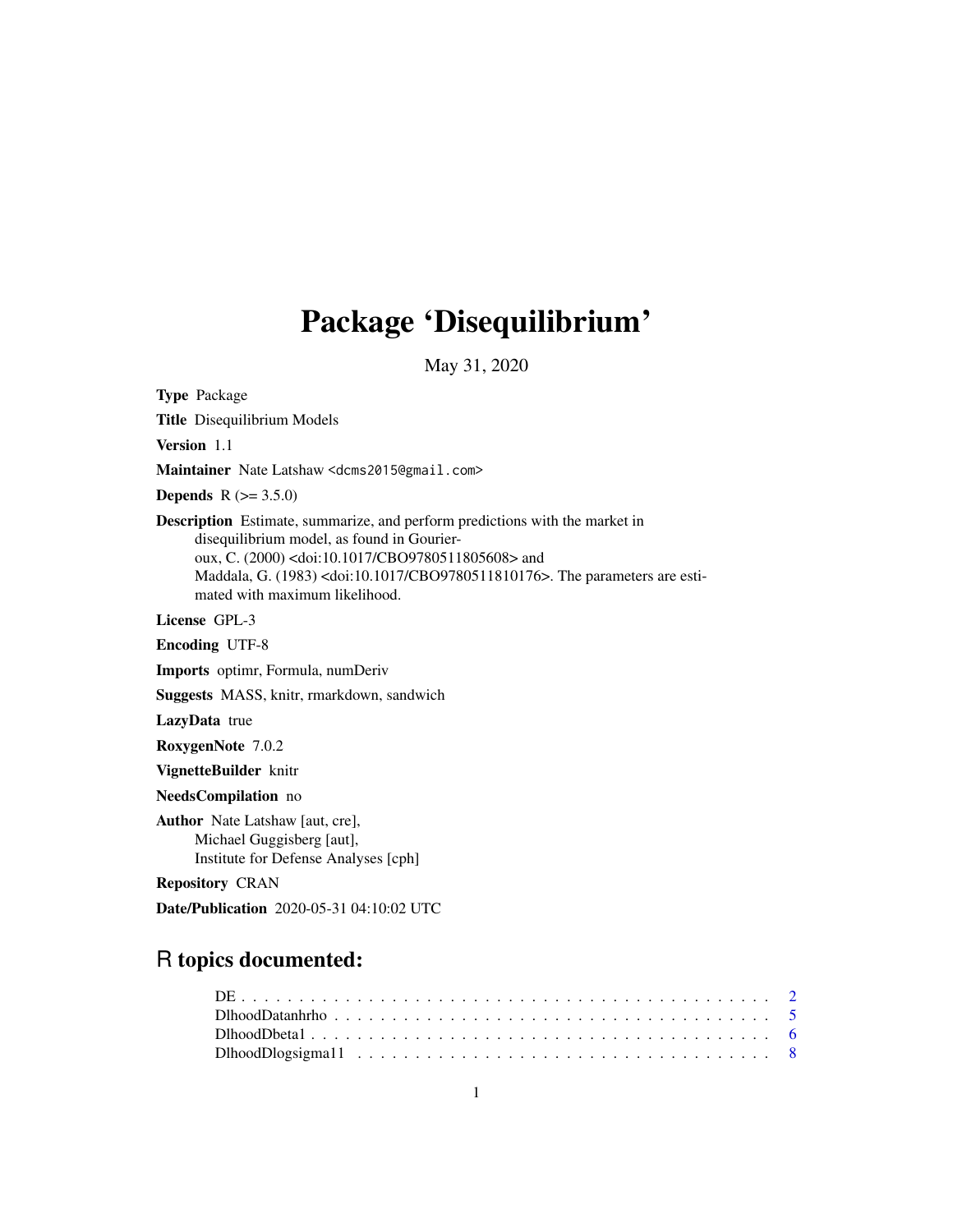# Package 'Disequilibrium'

May 31, 2020

**Type** Package

**Title** Disequilibrium Models

**Version** 1.1

**Maintainer** Nate Latshaw <dcms2015@gmail.com>

**Depends** R (>= 3.5.0)

**Description** Estimate, summarize, and perform predictions with the market in disequilibrium model, as found in Gourieroux, C. (2000) <doi:10.1017/CBO9780511805608> and Maddala, G. (1983) <doi:10.1017/CBO9780511810176>. The parameters are estimated with maximum likelihood.

**License** GPL-3

**Encoding** UTF-8

**Imports** optimr, Formula, numDeriv

**Suggests** MASS, knitr, rmarkdown, sandwich

**LazyData** true

**RoxygenNote** 7.0.2

**VignetteBuilder** knitr

**NeedsCompilation** no

**Author** Nate Latshaw [aut, cre],
Michael Guggisberg [aut],
Institute for Defense Analyses [cph]

**Repository** CRAN

**Date/Publication** 2020-05-31 04:10:02 UTC

## R topics documented:

DE . . . . . . . . . . . . . . . . . . . . . . . . . . . . . . . . . . . . . . . . . . . . 2
DlhoodDatanhrho . . . . . . . . . . . . . . . . . . . . . . . . . . . . . . . . . . . . . 5
DlhoodDbeta1 . . . . . . . . . . . . . . . . . . . . . . . . . . . . . . . . . . . . . . 6
DlhoodDlogsigma11 . . . . . . . . . . . . . . . . . . . . . . . . . . . . . . . . . . . 8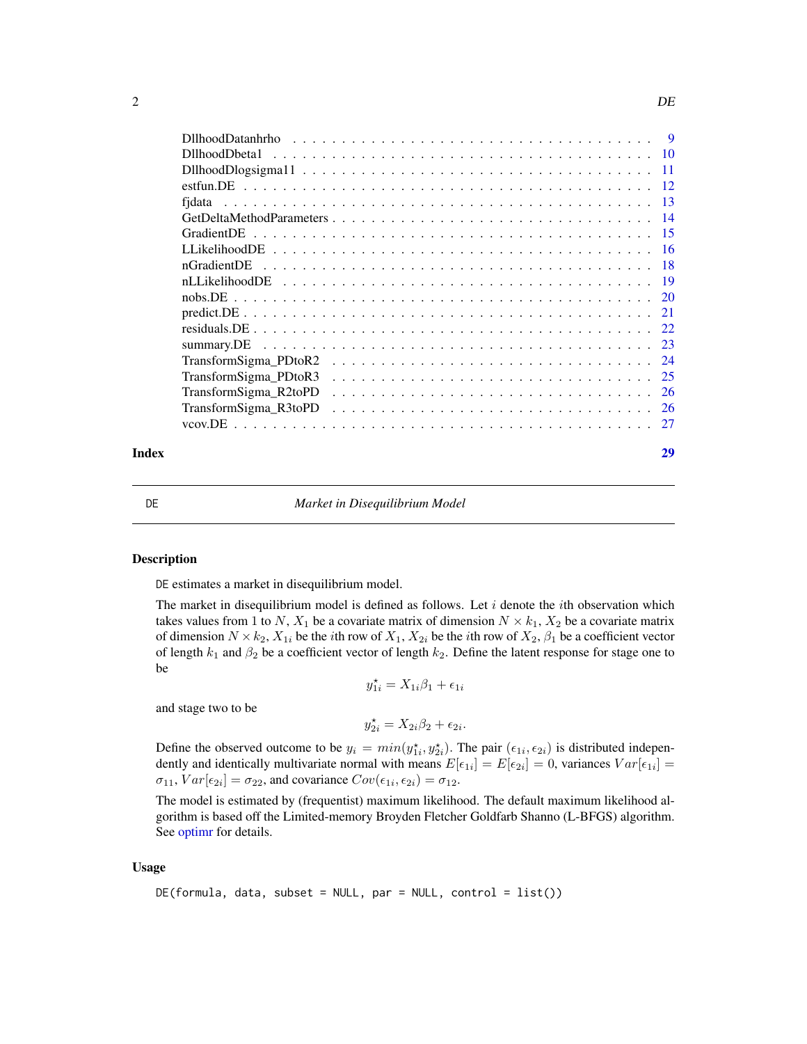| | |
|---|---|
| DllhoodDatanhrho | 9 |
| DllhoodDbeta1 | 10 |
| DllhoodDlogsigma11 | 11 |
| estfun.DE | 12 |
| fjdata | 13 |
| GetDeltaMethodParameters | 14 |
| GradientDE | 15 |
| LLikelihoodDE | 16 |
| nGradientDE | 18 |
| nLLikelihoodDE | 19 |
| nobs.DE | 20 |
| predict.DE | 21 |
| residuals.DE | 22 |
| summary.DE | 23 |
| TransformSigma_PDtoR2 | 24 |
| TransformSigma_PDtoR3 | 25 |
| TransformSigma_R2toPD | 26 |
| TransformSigma_R3toPD | 26 |
| vcov.DE | 27 |

**Index** 29

---

DE *Market in Disequilibrium Model*

---

## Description

DE estimates a market in disequilibrium model.

The market in disequilibrium model is defined as follows. Let $i$ denote the $i$th observation which takes values from 1 to $N$, $X_1$ be a covariate matrix of dimension $N \times k_1$, $X_2$ be a covariate matrix of dimension $N \times k_2$, $X_{1i}$ be the $i$th row of $X_1$, $X_{2i}$ be the $i$th row of $X_2$, $\beta_1$ be a coefficient vector of length $k_1$ and $\beta_2$ be a coefficient vector of length $k_2$. Define the latent response for stage one to be

$$y_{1i}^{\star} = X_{1i}\beta_1 + \epsilon_{1i}$$

and stage two to be

$$y_{2i}^{\star} = X_{2i}\beta_2 + \epsilon_{2i}.$$

Define the observed outcome to be $y_i = min(y_{1i}^{\star}, y_{2i}^{\star})$. The pair $(\epsilon_{1i}, \epsilon_{2i})$ is distributed independently and identically multivariate normal with means $E[\epsilon_{1i}] = E[\epsilon_{2i}] = 0$, variances $Var[\epsilon_{1i}] = \sigma_{11}$, $Var[\epsilon_{2i}] = \sigma_{22}$, and covariance $Cov(\epsilon_{1i}, \epsilon_{2i}) = \sigma_{12}$.

The model is estimated by (frequentist) maximum likelihood. The default maximum likelihood algorithm is based off the Limited-memory Broyden Fletcher Goldfarb Shanno (L-BFGS) algorithm. See optimr for details.

## Usage

```
DE(formula, data, subset = NULL, par = NULL, control = list())
```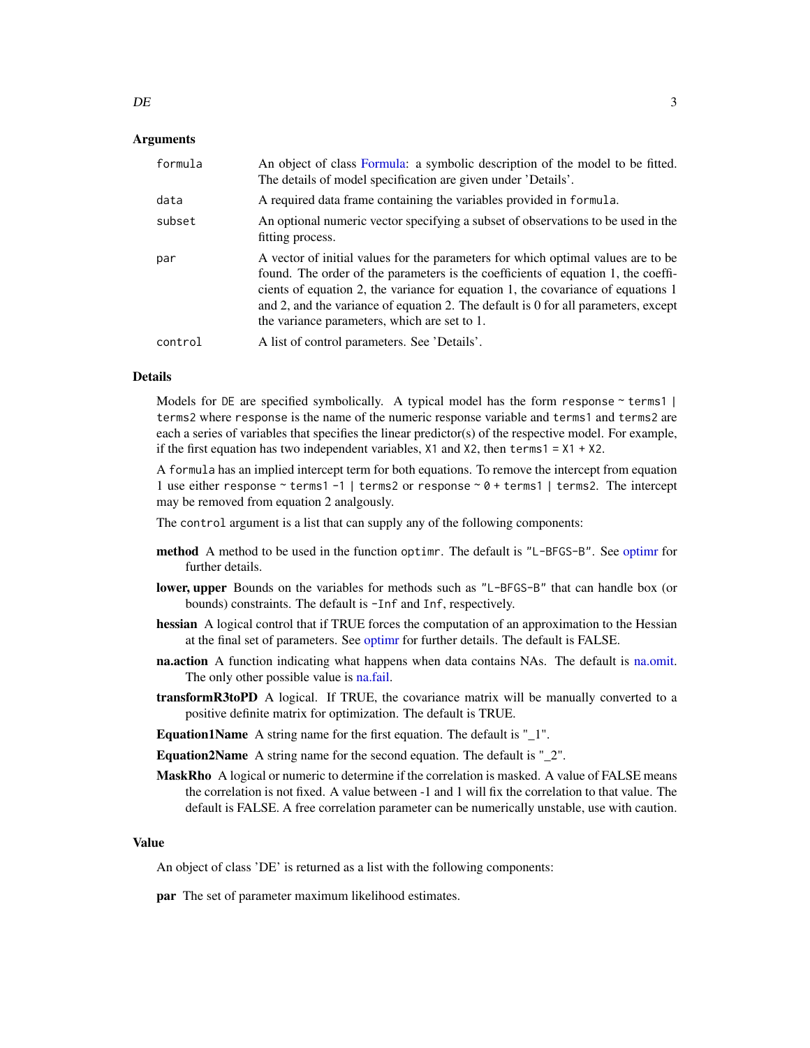### Arguments

| | |
|---|---|
| `formula` | An object of class Formula: a symbolic description of the model to be fitted. The details of model specification are given under 'Details'. |
| `data` | A required data frame containing the variables provided in `formula`. |
| `subset` | An optional numeric vector specifying a subset of observations to be used in the fitting process. |
| `par` | A vector of initial values for the parameters for which optimal values are to be found. The order of the parameters is the coefficients of equation 1, the coefficients of equation 2, the variance for equation 1, the covariance of equations 1 and 2, and the variance of equation 2. The default is 0 for all parameters, except the variance parameters, which are set to 1. |
| `control` | A list of control parameters. See 'Details'. |

### Details

Models for `DE` are specified symbolically. A typical model has the form `response ~ terms1 | terms2` where `response` is the name of the numeric response variable and `terms1` and `terms2` are each a series of variables that specifies the linear predictor(s) of the respective model. For example, if the first equation has two independent variables, `X1` and `X2`, then `terms1 = X1 + X2`.

A `formula` has an implied intercept term for both equations. To remove the intercept from equation 1 use either `response ~ terms1 -1 | terms2` or `response ~ 0 + terms1 | terms2`. The intercept may be removed from equation 2 analgously.

The `control` argument is a list that can supply any of the following components:

**method** A method to be used in the function `optimr`. The default is `"L-BFGS-B"`. See optimr for further details.

**lower, upper** Bounds on the variables for methods such as `"L-BFGS-B"` that can handle box (or bounds) constraints. The default is `-Inf` and `Inf`, respectively.

**hessian** A logical control that if TRUE forces the computation of an approximation to the Hessian at the final set of parameters. See optimr for further details. The default is FALSE.

**na.action** A function indicating what happens when data contains NAs. The default is na.omit. The only other possible value is na.fail.

**transformR3toPD** A logical. If TRUE, the covariance matrix will be manually converted to a positive definite matrix for optimization. The default is TRUE.

**Equation1Name** A string name for the first equation. The default is `"_1"`.

**Equation2Name** A string name for the second equation. The default is `"_2"`.

**MaskRho** A logical or numeric to determine if the correlation is masked. A value of FALSE means the correlation is not fixed. A value between -1 and 1 will fix the correlation to that value. The default is FALSE. A free correlation parameter can be numerically unstable, use with caution.

### Value

An object of class 'DE' is returned as a list with the following components:

**par** The set of parameter maximum likelihood estimates.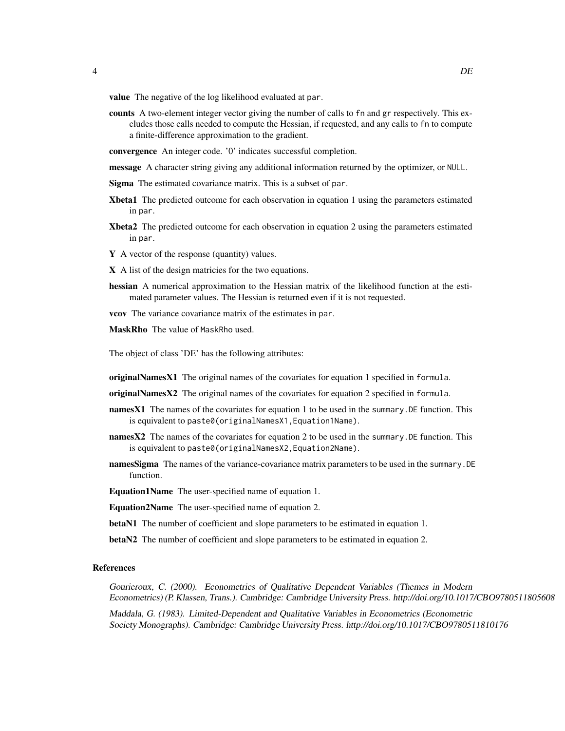**value** The negative of the log likelihood evaluated at `par`.

**counts** A two-element integer vector giving the number of calls to `fn` and `gr` respectively. This excludes those calls needed to compute the Hessian, if requested, and any calls to `fn` to compute a finite-difference approximation to the gradient.

**convergence** An integer code. '0' indicates successful completion.

**message** A character string giving any additional information returned by the optimizer, or `NULL`.

**Sigma** The estimated covariance matrix. This is a subset of `par`.

**Xbeta1** The predicted outcome for each observation in equation 1 using the parameters estimated in `par`.

**Xbeta2** The predicted outcome for each observation in equation 2 using the parameters estimated in `par`.

**Y** A vector of the response (quantity) values.

**X** A list of the design matricies for the two equations.

**hessian** A numerical approximation to the Hessian matrix of the likelihood function at the estimated parameter values. The Hessian is returned even if it is not requested.

**vcov** The variance covariance matrix of the estimates in `par`.

**MaskRho** The value of `MaskRho` used.

The object of class 'DE' has the following attributes:

**originalNamesX1** The original names of the covariates for equation 1 specified in `formula`.

**originalNamesX2** The original names of the covariates for equation 2 specified in `formula`.

**namesX1** The names of the covariates for equation 1 to be used in the `summary.DE` function. This is equivalent to `paste0(originalNamesX1,Equation1Name)`.

**namesX2** The names of the covariates for equation 2 to be used in the `summary.DE` function. This is equivalent to `paste0(originalNamesX2,Equation2Name)`.

**namesSigma** The names of the variance-covariance matrix parameters to be used in the `summary.DE` function.

**Equation1Name** The user-specified name of equation 1.

**Equation2Name** The user-specified name of equation 2.

**betaN1** The number of coefficient and slope parameters to be estimated in equation 1.

**betaN2** The number of coefficient and slope parameters to be estimated in equation 2.

### References

*Gourieroux, C. (2000). Econometrics of Qualitative Dependent Variables (Themes in Modern Econometrics) (P. Klassen, Trans.). Cambridge: Cambridge University Press. http://doi.org/10.1017/CBO9780511805608*

*Maddala, G. (1983). Limited-Dependent and Qualitative Variables in Econometrics (Econometric Society Monographs). Cambridge: Cambridge University Press. http://doi.org/10.1017/CBO9780511810176*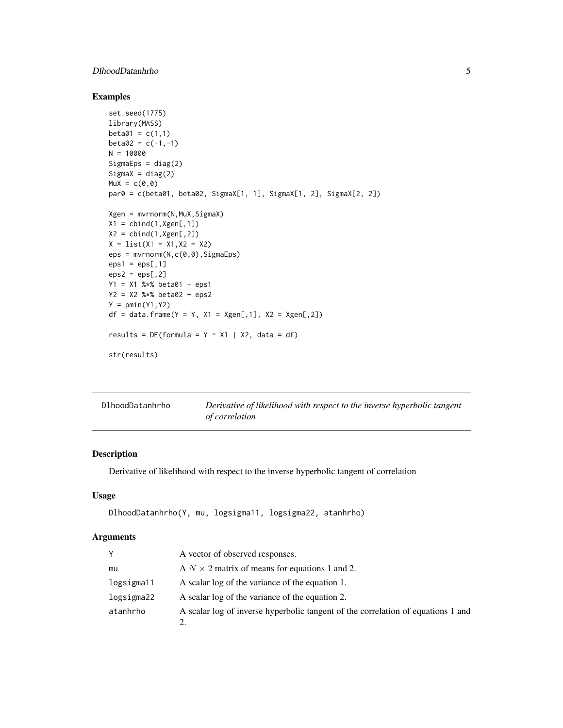## Examples

```
set.seed(1775)
library(MASS)
beta01 = c(1,1)
beta02 = c(-1,-1)
N = 10000
SigmaEps = diag(2)
SigmaX = diag(2)
MuX = c(0,0)
par0 = c(beta01, beta02, SigmaX[1, 1], SigmaX[1, 2], SigmaX[2, 2])

Xgen = mvrnorm(N,MuX,SigmaX)
X1 = cbind(1,Xgen[,1])
X2 = cbind(1,Xgen[,2])
X = list(X1 = X1,X2 = X2)
eps = mvrnorm(N,c(0,0),SigmaEps)
eps1 = eps[,1]
eps2 = eps[,2]
Y1 = X1 %*% beta01 + eps1
Y2 = X2 %*% beta02 + eps2
Y = pmin(Y1,Y2)
df = data.frame(Y = Y, X1 = Xgen[,1], X2 = Xgen[,2])

results = DE(formula = Y ~ X1 | X2, data = df)

str(results)
```

---

# DlhoodDatanhrho &nbsp;&nbsp;&nbsp; *Derivative of likelihood with respect to the inverse hyperbolic tangent of correlation*

## Description

Derivative of likelihood with respect to the inverse hyperbolic tangent of correlation

## Usage

```
DlhoodDatanhrho(Y, mu, logsigma11, logsigma22, atanhrho)
```

## Arguments

| | |
|---|---|
| Y | A vector of observed responses. |
| mu | A $N \times 2$ matrix of means for equations 1 and 2. |
| logsigma11 | A scalar log of the variance of the equation 1. |
| logsigma22 | A scalar log of the variance of the equation 2. |
| atanhrho | A scalar log of inverse hyperbolic tangent of the correlation of equations 1 and 2. |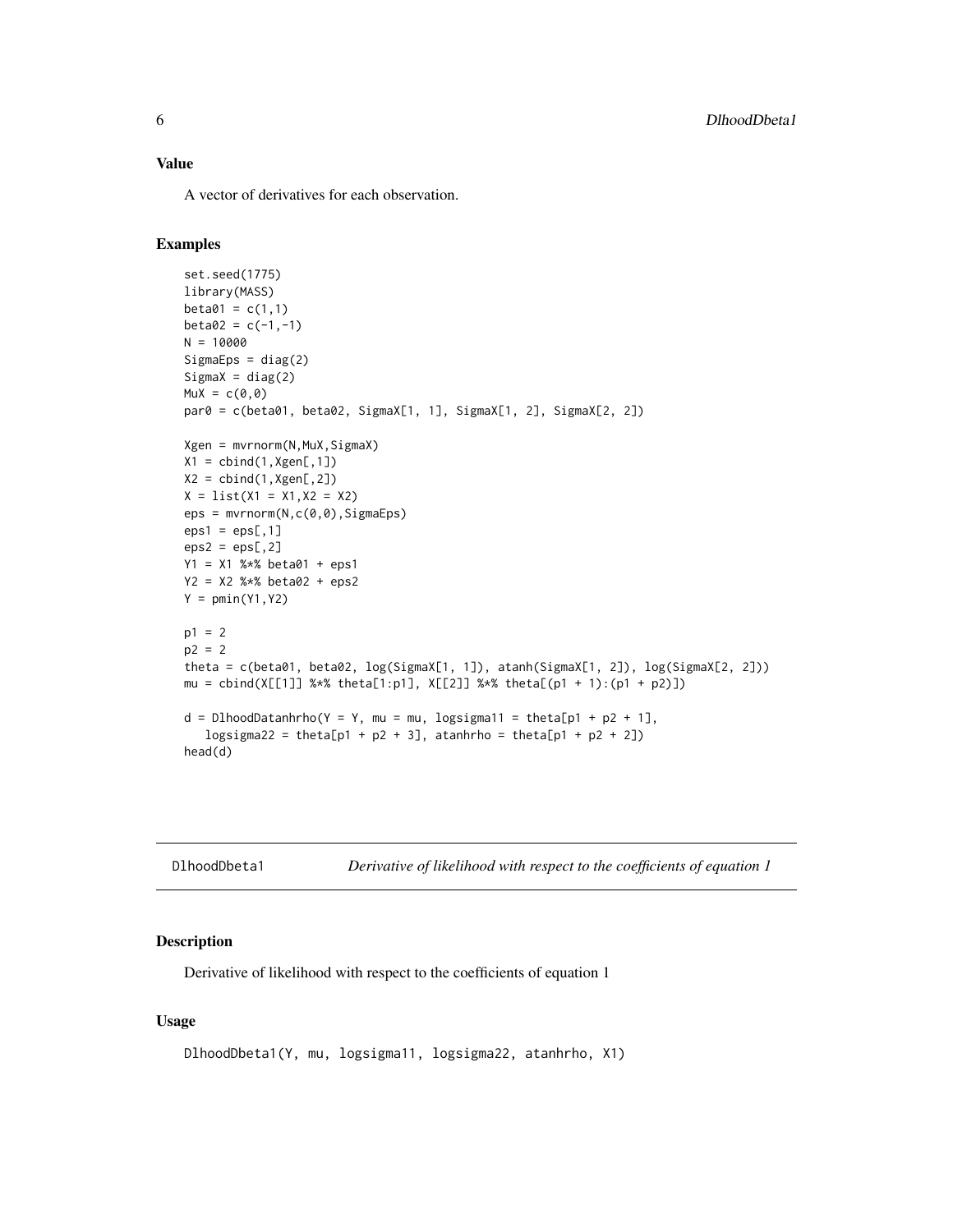## Value

A vector of derivatives for each observation.

## Examples

```
set.seed(1775)
library(MASS)
beta01 = c(1,1)
beta02 = c(-1,-1)
N = 10000
SigmaEps = diag(2)
SigmaX = diag(2)
MuX = c(0,0)
par0 = c(beta01, beta02, SigmaX[1, 1], SigmaX[1, 2], SigmaX[2, 2])

Xgen = mvrnorm(N,MuX,SigmaX)
X1 = cbind(1,Xgen[,1])
X2 = cbind(1,Xgen[,2])
X = list(X1 = X1,X2 = X2)
eps = mvrnorm(N,c(0,0),SigmaEps)
eps1 = eps[,1]
eps2 = eps[,2]
Y1 = X1 %*% beta01 + eps1
Y2 = X2 %*% beta02 + eps2
Y = pmin(Y1,Y2)

p1 = 2
p2 = 2
theta = c(beta01, beta02, log(SigmaX[1, 1]), atanh(SigmaX[1, 2]), log(SigmaX[2, 2]))
mu = cbind(X[[1]] %*% theta[1:p1], X[[2]] %*% theta[(p1 + 1):(p1 + p2)])

d = DlhoodDatanhrho(Y = Y, mu = mu, logsigma11 = theta[p1 + p2 + 1],
   logsigma22 = theta[p1 + p2 + 3], atanhrho = theta[p1 + p2 + 2])
head(d)
```

---

# DlhoodDbeta1 — *Derivative of likelihood with respect to the coefficients of equation 1*

## Description

Derivative of likelihood with respect to the coefficients of equation 1

## Usage

```
DlhoodDbeta1(Y, mu, logsigma11, logsigma22, atanhrho, X1)
```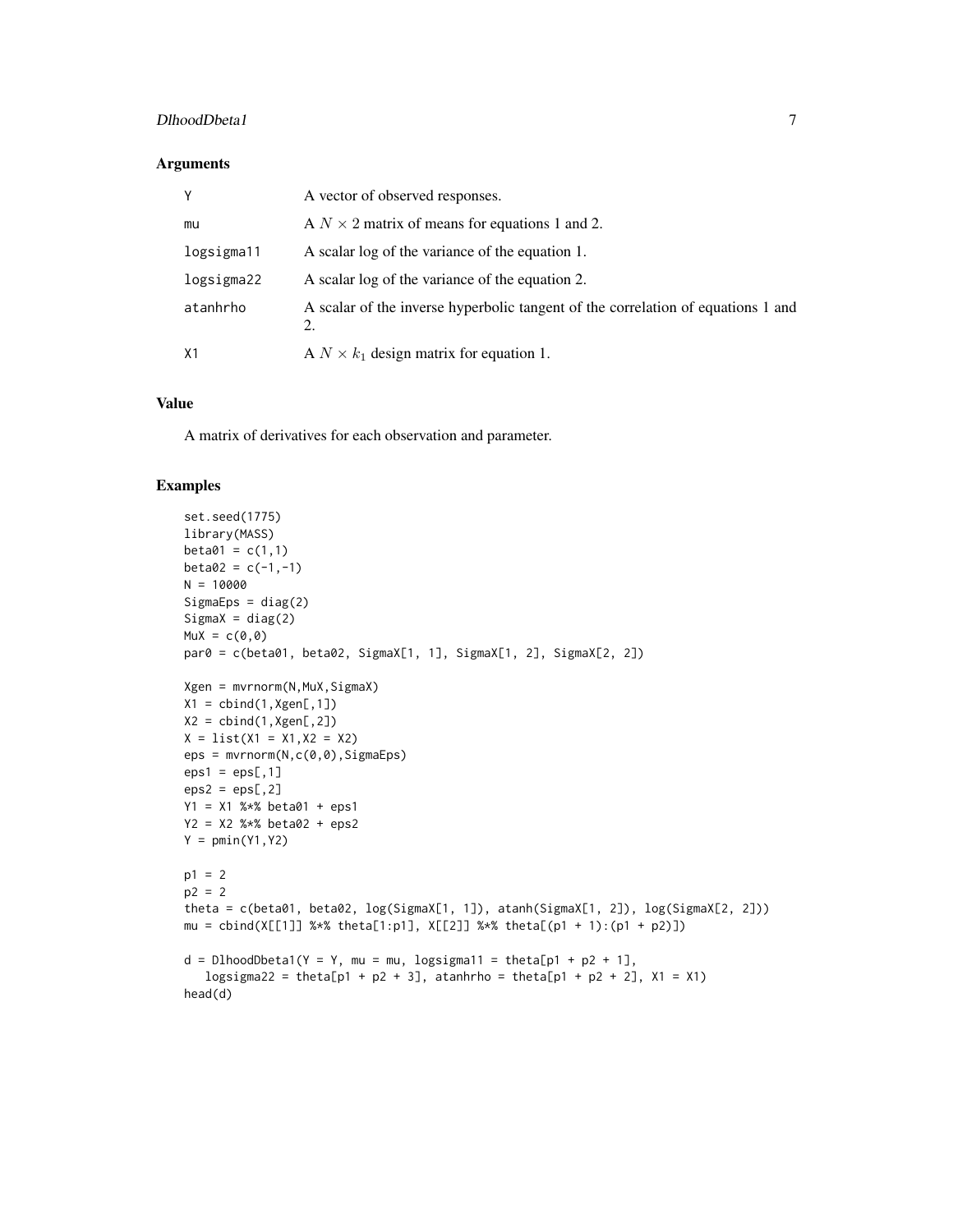## Arguments

| | |
|---|---|
| Y | A vector of observed responses. |
| mu | A $N \times 2$ matrix of means for equations 1 and 2. |
| logsigma11 | A scalar log of the variance of the equation 1. |
| logsigma22 | A scalar log of the variance of the equation 2. |
| atanhrho | A scalar of the inverse hyperbolic tangent of the correlation of equations 1 and 2. |
| X1 | A $N \times k_1$ design matrix for equation 1. |

## Value

A matrix of derivatives for each observation and parameter.

## Examples

```
set.seed(1775)
library(MASS)
beta01 = c(1,1)
beta02 = c(-1,-1)
N = 10000
SigmaEps = diag(2)
SigmaX = diag(2)
MuX = c(0,0)
par0 = c(beta01, beta02, SigmaX[1, 1], SigmaX[1, 2], SigmaX[2, 2])

Xgen = mvrnorm(N,MuX,SigmaX)
X1 = cbind(1,Xgen[,1])
X2 = cbind(1,Xgen[,2])
X = list(X1 = X1,X2 = X2)
eps = mvrnorm(N,c(0,0),SigmaEps)
eps1 = eps[,1]
eps2 = eps[,2]
Y1 = X1 %*% beta01 + eps1
Y2 = X2 %*% beta02 + eps2
Y = pmin(Y1,Y2)

p1 = 2
p2 = 2
theta = c(beta01, beta02, log(SigmaX[1, 1]), atanh(SigmaX[1, 2]), log(SigmaX[2, 2]))
mu = cbind(X[[1]] %*% theta[1:p1], X[[2]] %*% theta[(p1 + 1):(p1 + p2)])

d = DlhoodDbeta1(Y = Y, mu = mu, logsigma11 = theta[p1 + p2 + 1],
   logsigma22 = theta[p1 + p2 + 3], atanhrho = theta[p1 + p2 + 2], X1 = X1)
head(d)
```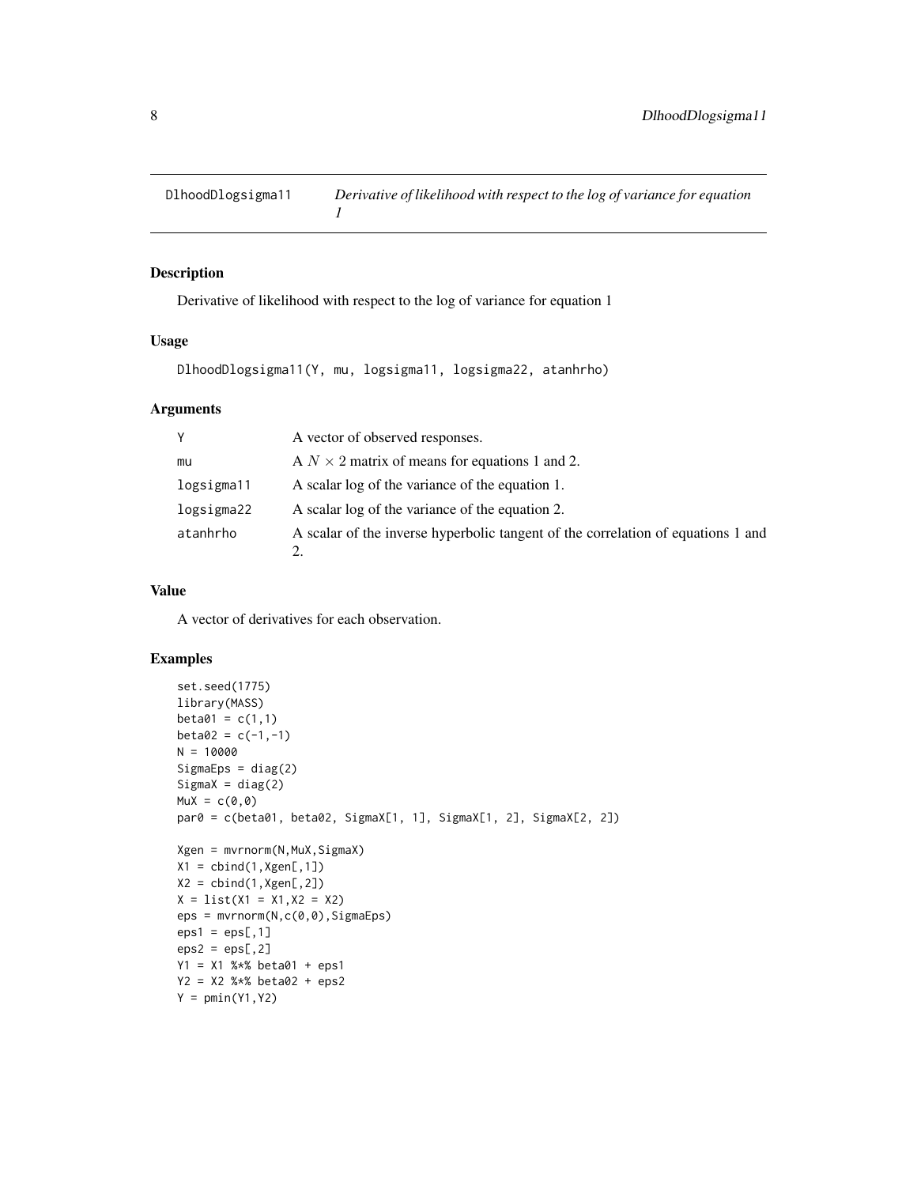## DlhoodDlogsigma11 — *Derivative of likelihood with respect to the log of variance for equation 1*

### Description

Derivative of likelihood with respect to the log of variance for equation 1

### Usage

```
DlhoodDlogsigma11(Y, mu, logsigma11, logsigma22, atanhrho)
```

### Arguments

| | |
|---|---|
| Y | A vector of observed responses. |
| mu | A $N \times 2$ matrix of means for equations 1 and 2. |
| logsigma11 | A scalar log of the variance of the equation 1. |
| logsigma22 | A scalar log of the variance of the equation 2. |
| atanhrho | A scalar of the inverse hyperbolic tangent of the correlation of equations 1 and 2. |

### Value

A vector of derivatives for each observation.

### Examples

```
set.seed(1775)
library(MASS)
beta01 = c(1,1)
beta02 = c(-1,-1)
N = 10000
SigmaEps = diag(2)
SigmaX = diag(2)
MuX = c(0,0)
par0 = c(beta01, beta02, SigmaX[1, 1], SigmaX[1, 2], SigmaX[2, 2])

Xgen = mvrnorm(N,MuX,SigmaX)
X1 = cbind(1,Xgen[,1])
X2 = cbind(1,Xgen[,2])
X = list(X1 = X1,X2 = X2)
eps = mvrnorm(N,c(0,0),SigmaEps)
eps1 = eps[,1]
eps2 = eps[,2]
Y1 = X1 %*% beta01 + eps1
Y2 = X2 %*% beta02 + eps2
Y = pmin(Y1,Y2)
```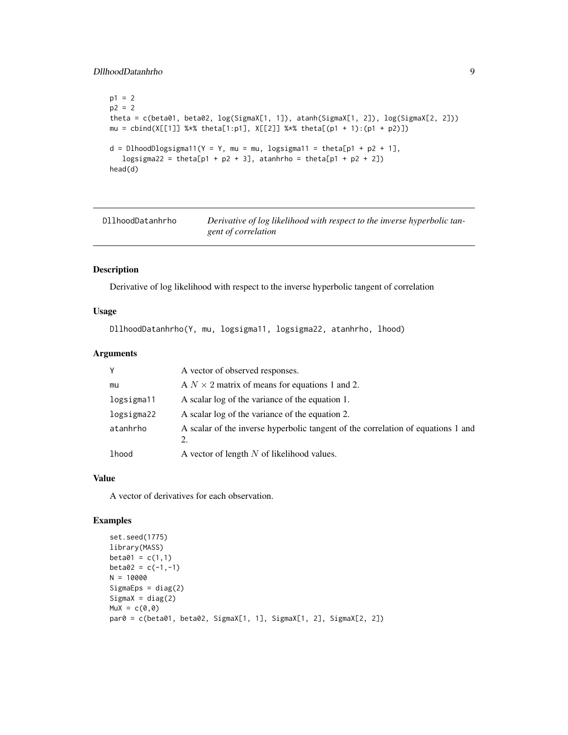```
p1 = 2
p2 = 2
theta = c(beta01, beta02, log(SigmaX[1, 1]), atanh(SigmaX[1, 2]), log(SigmaX[2, 2]))
mu = cbind(X[[1]] %*% theta[1:p1], X[[2]] %*% theta[(p1 + 1):(p1 + p2)])

d = DlhoodDlogsigma11(Y = Y, mu = mu, logsigma11 = theta[p1 + p2 + 1],
   logsigma22 = theta[p1 + p2 + 3], atanhrho = theta[p1 + p2 + 2])
head(d)
```

---

## DllhoodDatanhrho — *Derivative of log likelihood with respect to the inverse hyperbolic tangent of correlation*

### Description

Derivative of log likelihood with respect to the inverse hyperbolic tangent of correlation

### Usage

```
DllhoodDatanhrho(Y, mu, logsigma11, logsigma22, atanhrho, lhood)
```

### Arguments

| | |
|---|---|
| Y | A vector of observed responses. |
| mu | A $N \times 2$ matrix of means for equations 1 and 2. |
| logsigma11 | A scalar log of the variance of the equation 1. |
| logsigma22 | A scalar log of the variance of the equation 2. |
| atanhrho | A scalar of the inverse hyperbolic tangent of the correlation of equations 1 and 2. |
| lhood | A vector of length $N$ of likelihood values. |

### Value

A vector of derivatives for each observation.

### Examples

```
set.seed(1775)
library(MASS)
beta01 = c(1,1)
beta02 = c(-1,-1)
N = 10000
SigmaEps = diag(2)
SigmaX = diag(2)
MuX = c(0,0)
par0 = c(beta01, beta02, SigmaX[1, 1], SigmaX[1, 2], SigmaX[2, 2])
```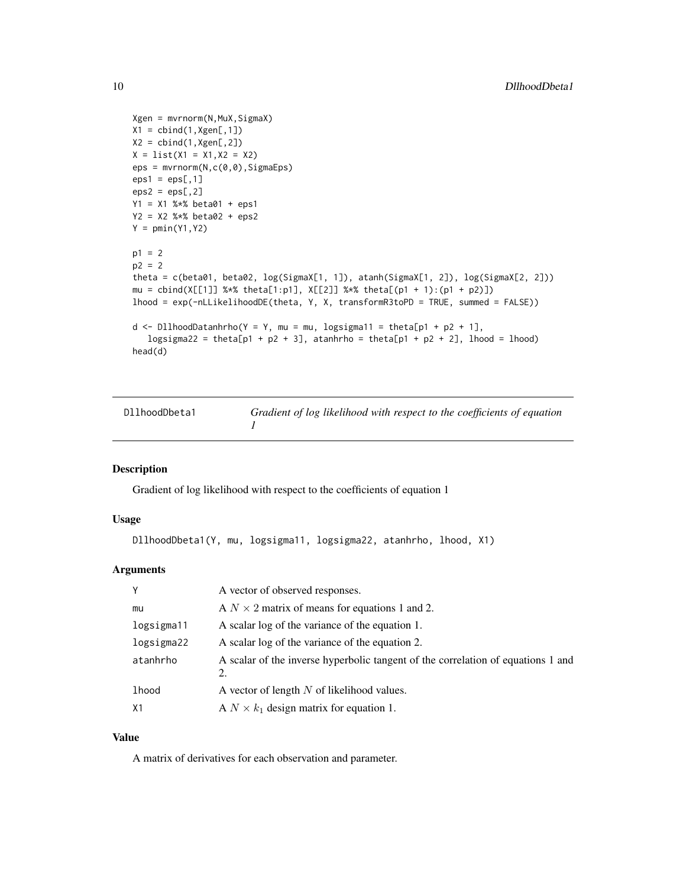```
Xgen = mvrnorm(N,MuX,SigmaX)
X1 = cbind(1,Xgen[,1])
X2 = cbind(1,Xgen[,2])
X = list(X1 = X1,X2 = X2)
eps = mvrnorm(N,c(0,0),SigmaEps)
eps1 = eps[,1]
eps2 = eps[,2]
Y1 = X1 %*% beta01 + eps1
Y2 = X2 %*% beta02 + eps2
Y = pmin(Y1,Y2)

p1 = 2
p2 = 2
theta = c(beta01, beta02, log(SigmaX[1, 1]), atanh(SigmaX[1, 2]), log(SigmaX[2, 2]))
mu = cbind(X[[1]] %*% theta[1:p1], X[[2]] %*% theta[(p1 + 1):(p1 + p2)])
lhood = exp(-nLLikelihoodDE(theta, Y, X, transformR3toPD = TRUE, summed = FALSE))

d <- DllhoodDatanhrho(Y = Y, mu = mu, logsigma11 = theta[p1 + p2 + 1],
   logsigma22 = theta[p1 + p2 + 3], atanhrho = theta[p1 + p2 + 2], lhood = lhood)
head(d)
```

## DllhoodDbeta1 — *Gradient of log likelihood with respect to the coefficients of equation 1*

### Description

Gradient of log likelihood with respect to the coefficients of equation 1

### Usage

```
DllhoodDbeta1(Y, mu, logsigma11, logsigma22, atanhrho, lhood, X1)
```

### Arguments

| | |
|---|---|
| Y | A vector of observed responses. |
| mu | A $N \times 2$ matrix of means for equations 1 and 2. |
| logsigma11 | A scalar log of the variance of the equation 1. |
| logsigma22 | A scalar log of the variance of the equation 2. |
| atanhrho | A scalar of the inverse hyperbolic tangent of the correlation of equations 1 and 2. |
| lhood | A vector of length $N$ of likelihood values. |
| X1 | A $N \times k_1$ design matrix for equation 1. |

### Value

A matrix of derivatives for each observation and parameter.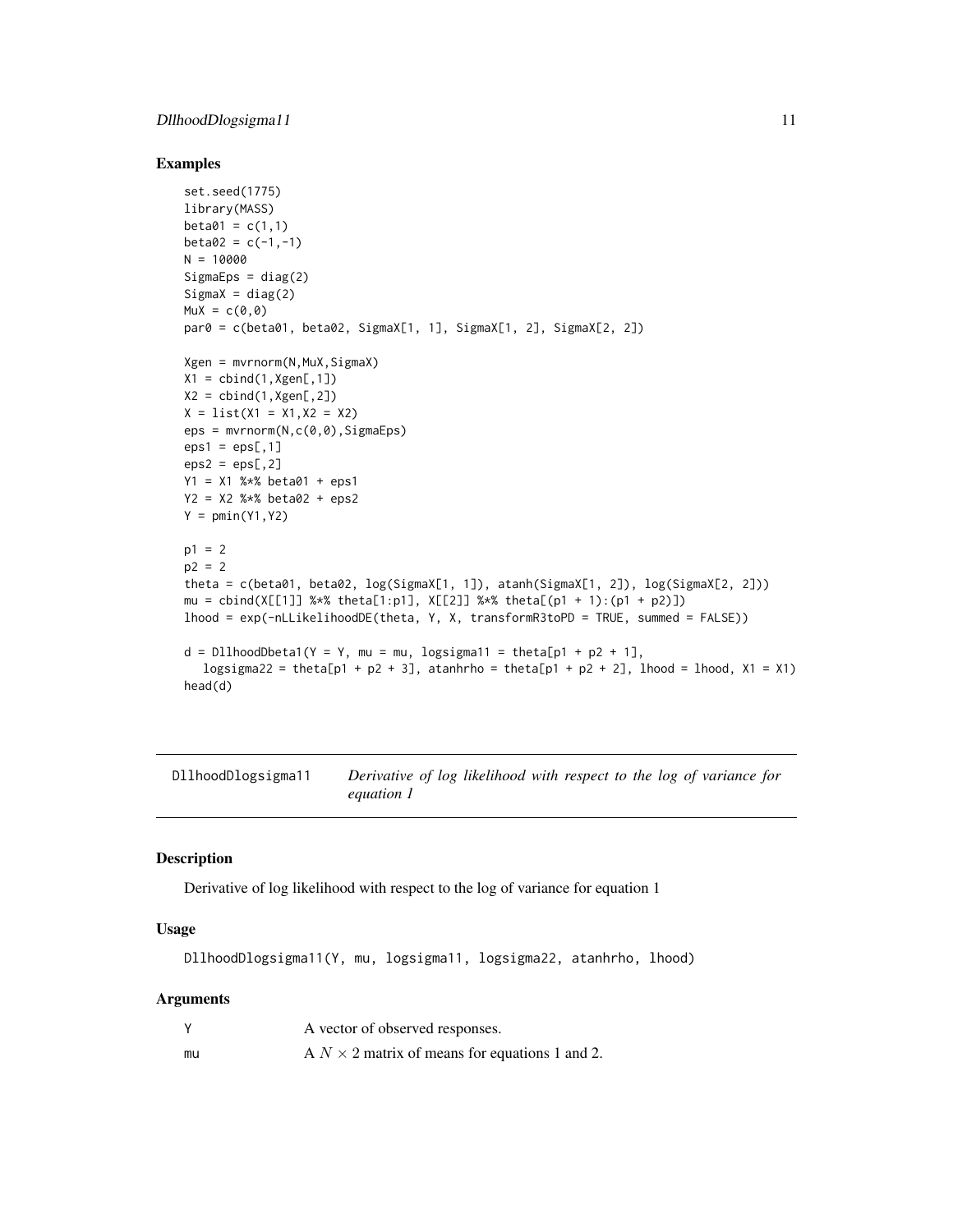## Examples

```
set.seed(1775)
library(MASS)
beta01 = c(1,1)
beta02 = c(-1,-1)
N = 10000
SigmaEps = diag(2)
SigmaX = diag(2)
MuX = c(0,0)
par0 = c(beta01, beta02, SigmaX[1, 1], SigmaX[1, 2], SigmaX[2, 2])

Xgen = mvrnorm(N,MuX,SigmaX)
X1 = cbind(1,Xgen[,1])
X2 = cbind(1,Xgen[,2])
X = list(X1 = X1,X2 = X2)
eps = mvrnorm(N,c(0,0),SigmaEps)
eps1 = eps[,1]
eps2 = eps[,2]
Y1 = X1 %*% beta01 + eps1
Y2 = X2 %*% beta02 + eps2
Y = pmin(Y1,Y2)

p1 = 2
p2 = 2
theta = c(beta01, beta02, log(SigmaX[1, 1]), atanh(SigmaX[1, 2]), log(SigmaX[2, 2]))
mu = cbind(X[[1]] %*% theta[1:p1], X[[2]] %*% theta[(p1 + 1):(p1 + p2)])
lhood = exp(-nLLikelihoodDE(theta, Y, X, transformR3toPD = TRUE, summed = FALSE))

d = DllhoodDbeta1(Y = Y, mu = mu, logsigma11 = theta[p1 + p2 + 1],
   logsigma22 = theta[p1 + p2 + 3], atanhrho = theta[p1 + p2 + 2], lhood = lhood, X1 = X1)
head(d)
```

---

# DllhoodDlogsigma11 — *Derivative of log likelihood with respect to the log of variance for equation 1*

---

## Description

Derivative of log likelihood with respect to the log of variance for equation 1

## Usage

```
DllhoodDlogsigma11(Y, mu, logsigma11, logsigma22, atanhrho, lhood)
```

## Arguments

| | |
|---|---|
| Y | A vector of observed responses. |
| mu | A $N \times 2$ matrix of means for equations 1 and 2. |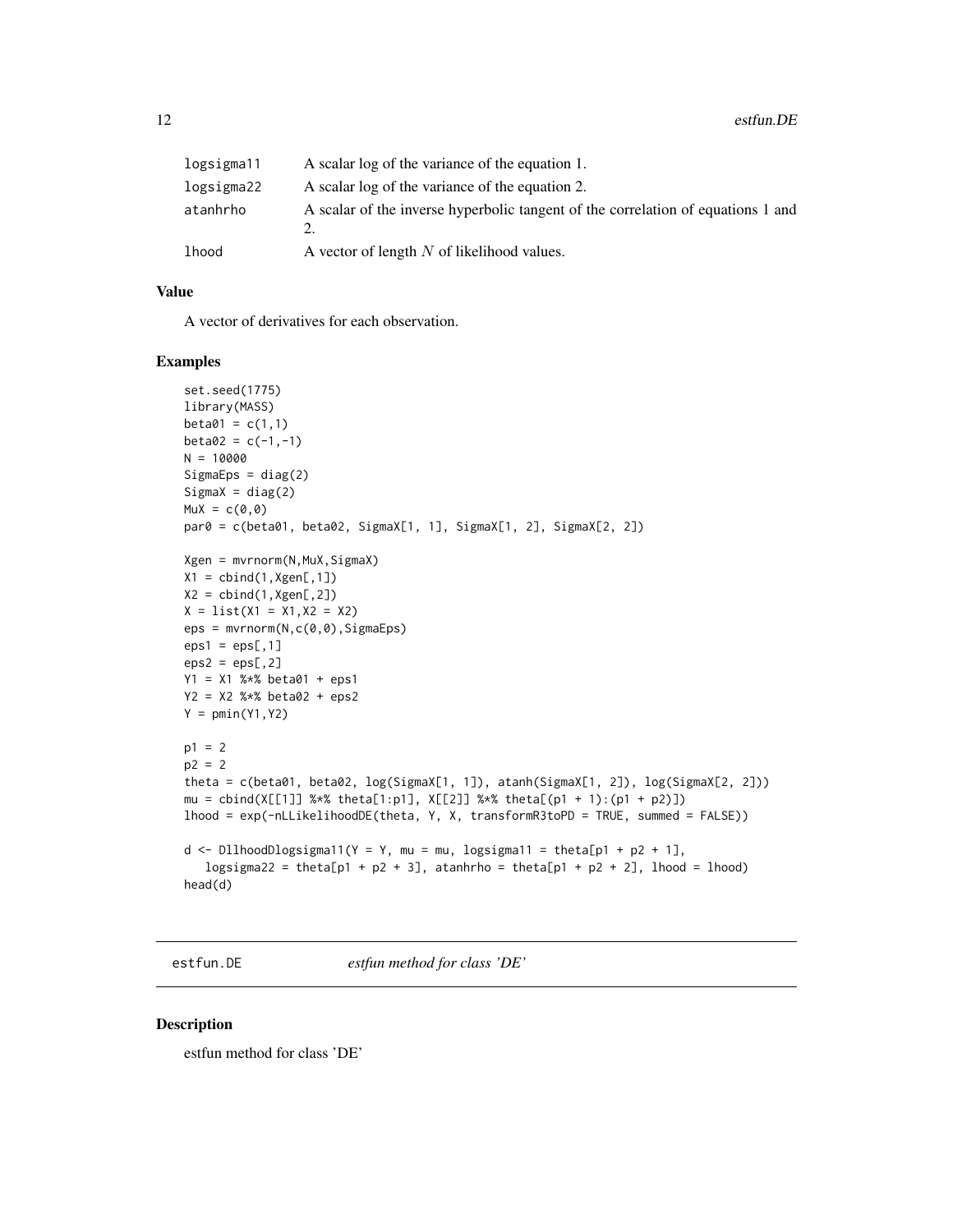| | |
|---|---|
| logsigma11 | A scalar log of the variance of the equation 1. |
| logsigma22 | A scalar log of the variance of the equation 2. |
| atanhrho | A scalar of the inverse hyperbolic tangent of the correlation of equations 1 and 2. |
| lhood | A vector of length $N$ of likelihood values. |

### Value

A vector of derivatives for each observation.

### Examples

```
set.seed(1775)
library(MASS)
beta01 = c(1,1)
beta02 = c(-1,-1)
N = 10000
SigmaEps = diag(2)
SigmaX = diag(2)
MuX = c(0,0)
par0 = c(beta01, beta02, SigmaX[1, 1], SigmaX[1, 2], SigmaX[2, 2])

Xgen = mvrnorm(N,MuX,SigmaX)
X1 = cbind(1,Xgen[,1])
X2 = cbind(1,Xgen[,2])
X = list(X1 = X1,X2 = X2)
eps = mvrnorm(N,c(0,0),SigmaEps)
eps1 = eps[,1]
eps2 = eps[,2]
Y1 = X1 %*% beta01 + eps1
Y2 = X2 %*% beta02 + eps2
Y = pmin(Y1,Y2)

p1 = 2
p2 = 2
theta = c(beta01, beta02, log(SigmaX[1, 1]), atanh(SigmaX[1, 2]), log(SigmaX[2, 2]))
mu = cbind(X[[1]] %*% theta[1:p1], X[[2]] %*% theta[(p1 + 1):(p1 + p2)])
lhood = exp(-nLLikelihoodDE(theta, Y, X, transformR3toPD = TRUE, summed = FALSE))

d <- DllhoodDlogsigma11(Y = Y, mu = mu, logsigma11 = theta[p1 + p2 + 1],
   logsigma22 = theta[p1 + p2 + 3], atanhrho = theta[p1 + p2 + 2], lhood = lhood)
head(d)
```

---

## estfun.DE *estfun method for class 'DE'*

### Description

estfun method for class 'DE'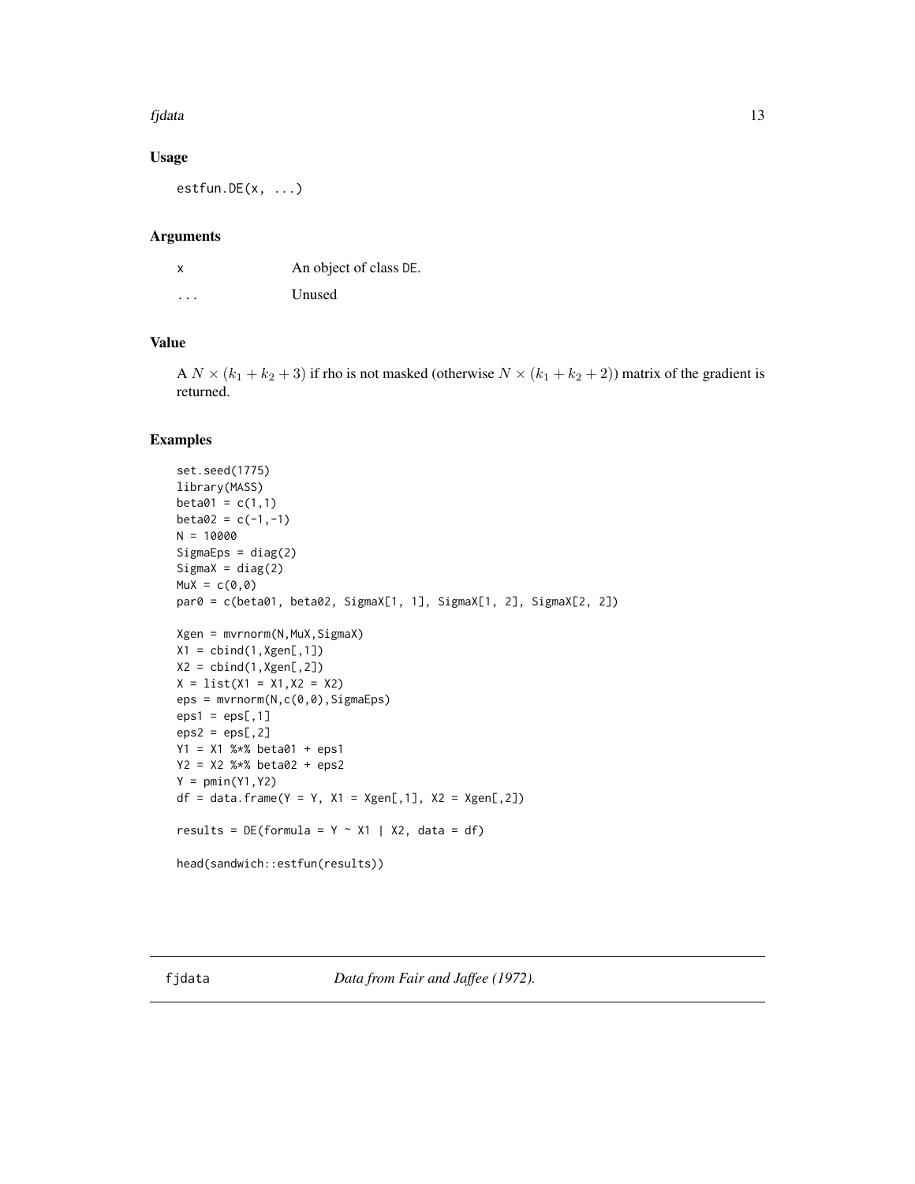## Usage

```
estfun.DE(x, ...)
```

## Arguments

| | |
|---|---|
| x | An object of class DE. |
| ... | Unused |

## Value

A $N \times (k_1 + k_2 + 3)$ if rho is not masked (otherwise $N \times (k_1 + k_2 + 2)$) matrix of the gradient is returned.

## Examples

```
set.seed(1775)
library(MASS)
beta01 = c(1,1)
beta02 = c(-1,-1)
N = 10000
SigmaEps = diag(2)
SigmaX = diag(2)
MuX = c(0,0)
par0 = c(beta01, beta02, SigmaX[1, 1], SigmaX[1, 2], SigmaX[2, 2])

Xgen = mvrnorm(N,MuX,SigmaX)
X1 = cbind(1,Xgen[,1])
X2 = cbind(1,Xgen[,2])
X = list(X1 = X1,X2 = X2)
eps = mvrnorm(N,c(0,0),SigmaEps)
eps1 = eps[,1]
eps2 = eps[,2]
Y1 = X1 %*% beta01 + eps1
Y2 = X2 %*% beta02 + eps2
Y = pmin(Y1,Y2)
df = data.frame(Y = Y, X1 = Xgen[,1], X2 = Xgen[,2])

results = DE(formula = Y ~ X1 | X2, data = df)

head(sandwich::estfun(results))
```

---

fjdata *Data from Fair and Jaffee (1972).*

---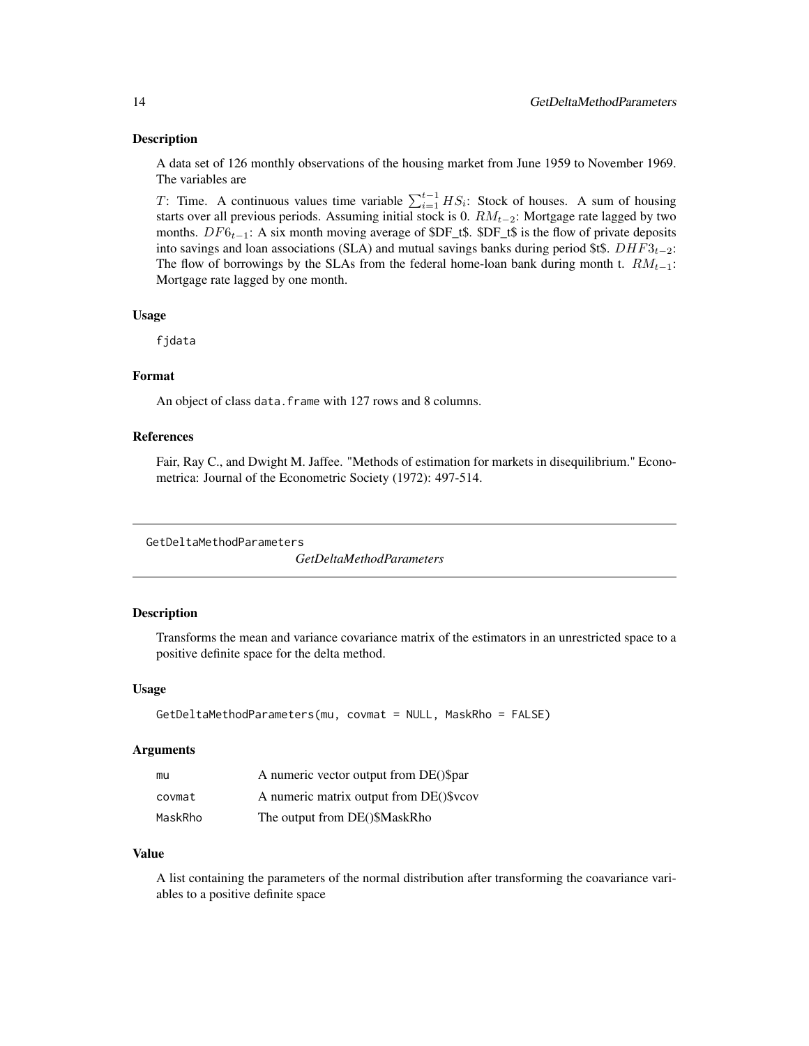## Description

A data set of 126 monthly observations of the housing market from June 1959 to November 1969. The variables are

$T$: Time. A continuous values time variable $\sum_{i=1}^{t-1} HS_i$: Stock of houses. A sum of housing starts over all previous periods. Assuming initial stock is 0. $RM_{t-2}$: Mortgage rate lagged by two months. $DF6_{t-1}$: A six month moving average of $DF_t$. $DF_t$ is the flow of private deposits into savings and loan associations (SLA) and mutual savings banks during period $t$. $DHF3_{t-2}$: The flow of borrowings by the SLAs from the federal home-loan bank during month t. $RM_{t-1}$: Mortgage rate lagged by one month.

## Usage

```
fjdata
```

## Format

An object of class `data.frame` with 127 rows and 8 columns.

## References

Fair, Ray C., and Dwight M. Jaffee. "Methods of estimation for markets in disequilibrium." Econometrica: Journal of the Econometric Society (1972): 497-514.

---

# GetDeltaMethodParameters

*GetDeltaMethodParameters*

## Description

Transforms the mean and variance covariance matrix of the estimators in an unrestricted space to a positive definite space for the delta method.

## Usage

```
GetDeltaMethodParameters(mu, covmat = NULL, MaskRho = FALSE)
```

## Arguments

| | |
|---|---|
| mu | A numeric vector output from DE()$par |
| covmat | A numeric matrix output from DE()$vcov |
| MaskRho | The output from DE()$MaskRho |

## Value

A list containing the parameters of the normal distribution after transforming the coavariance variables to a positive definite space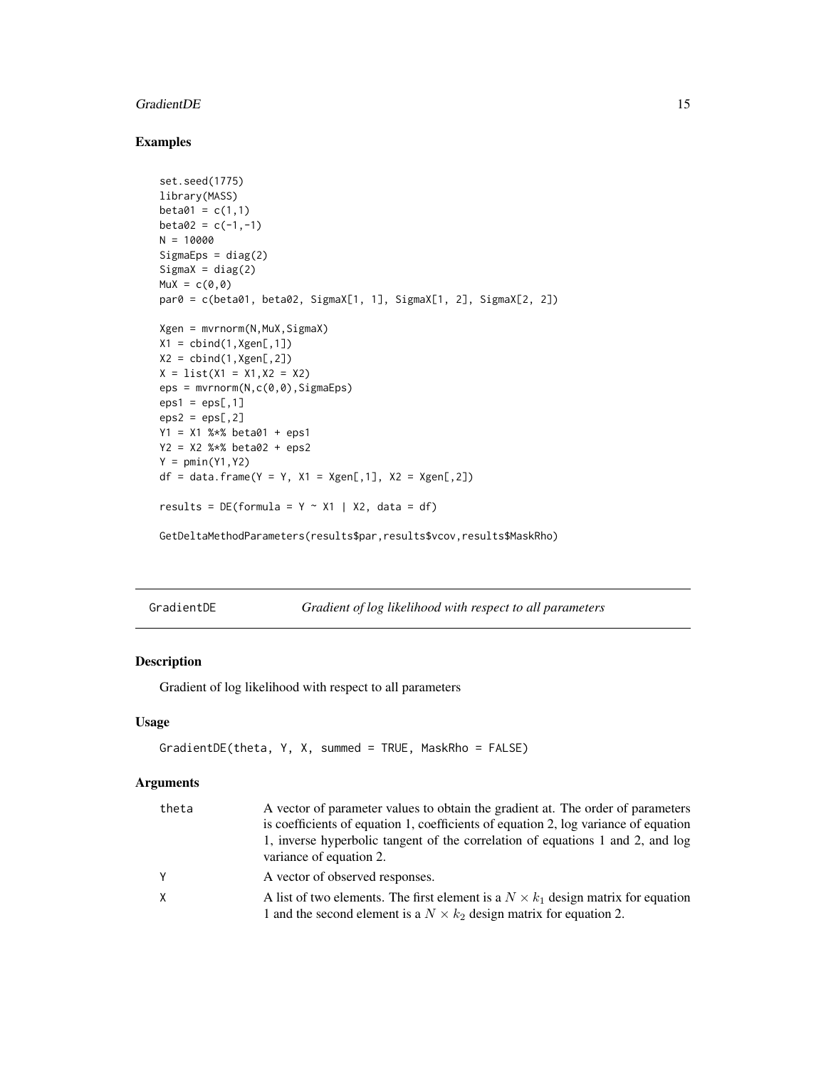## Examples

```
set.seed(1775)
library(MASS)
beta01 = c(1,1)
beta02 = c(-1,-1)
N = 10000
SigmaEps = diag(2)
SigmaX = diag(2)
MuX = c(0,0)
par0 = c(beta01, beta02, SigmaX[1, 1], SigmaX[1, 2], SigmaX[2, 2])

Xgen = mvrnorm(N,MuX,SigmaX)
X1 = cbind(1,Xgen[,1])
X2 = cbind(1,Xgen[,2])
X = list(X1 = X1,X2 = X2)
eps = mvrnorm(N,c(0,0),SigmaEps)
eps1 = eps[,1]
eps2 = eps[,2]
Y1 = X1 %*% beta01 + eps1
Y2 = X2 %*% beta02 + eps2
Y = pmin(Y1,Y2)
df = data.frame(Y = Y, X1 = Xgen[,1], X2 = Xgen[,2])

results = DE(formula = Y ~ X1 | X2, data = df)

GetDeltaMethodParameters(results$par,results$vcov,results$MaskRho)
```

---

# GradientDE *Gradient of log likelihood with respect to all parameters*

## Description

Gradient of log likelihood with respect to all parameters

## Usage

```
GradientDE(theta, Y, X, summed = TRUE, MaskRho = FALSE)
```

## Arguments

| | |
|---|---|
| theta | A vector of parameter values to obtain the gradient at. The order of parameters is coefficients of equation 1, coefficients of equation 2, log variance of equation 1, inverse hyperbolic tangent of the correlation of equations 1 and 2, and log variance of equation 2. |
| Y | A vector of observed responses. |
| X | A list of two elements. The first element is a $N \times k_1$ design matrix for equation 1 and the second element is a $N \times k_2$ design matrix for equation 2. |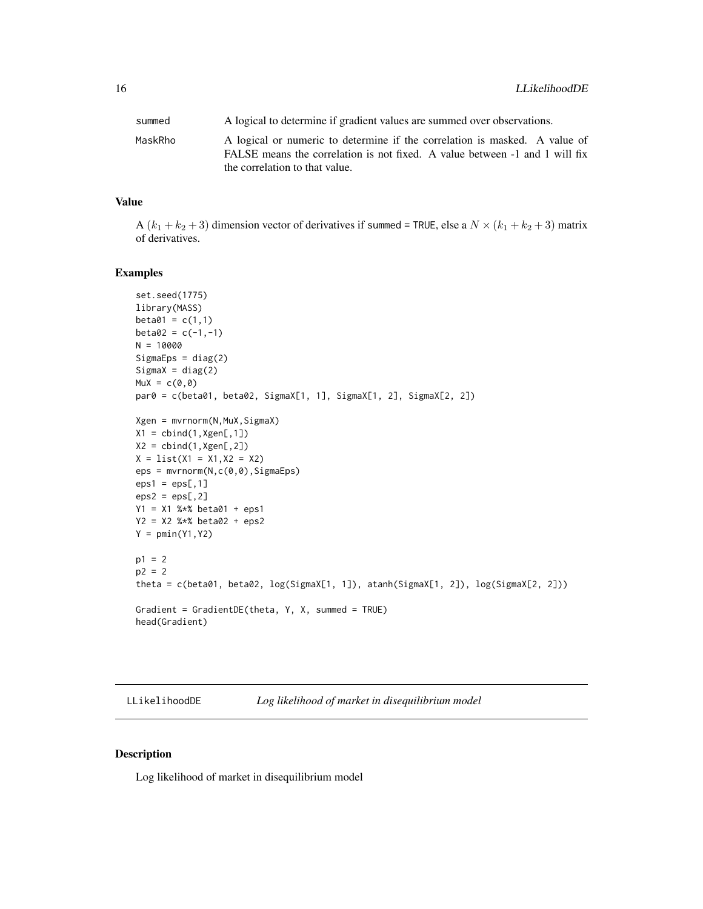| | |
|---|---|
| summed | A logical to determine if gradient values are summed over observations. |
| MaskRho | A logical or numeric to determine if the correlation is masked. A value of FALSE means the correlation is not fixed. A value between -1 and 1 will fix the correlation to that value. |

### Value

A $(k_1 + k_2 + 3)$ dimension vector of derivatives if summed = TRUE, else a $N \times (k_1 + k_2 + 3)$ matrix of derivatives.

### Examples

```
set.seed(1775)
library(MASS)
beta01 = c(1,1)
beta02 = c(-1,-1)
N = 10000
SigmaEps = diag(2)
SigmaX = diag(2)
MuX = c(0,0)
par0 = c(beta01, beta02, SigmaX[1, 1], SigmaX[1, 2], SigmaX[2, 2])

Xgen = mvrnorm(N,MuX,SigmaX)
X1 = cbind(1,Xgen[,1])
X2 = cbind(1,Xgen[,2])
X = list(X1 = X1,X2 = X2)
eps = mvrnorm(N,c(0,0),SigmaEps)
eps1 = eps[,1]
eps2 = eps[,2]
Y1 = X1 %*% beta01 + eps1
Y2 = X2 %*% beta02 + eps2
Y = pmin(Y1,Y2)

p1 = 2
p2 = 2
theta = c(beta01, beta02, log(SigmaX[1, 1]), atanh(SigmaX[1, 2]), log(SigmaX[2, 2]))

Gradient = GradientDE(theta, Y, X, summed = TRUE)
head(Gradient)
```

---

## LLikelihoodDE *Log likelihood of market in disequilibrium model*

---

### Description

Log likelihood of market in disequilibrium model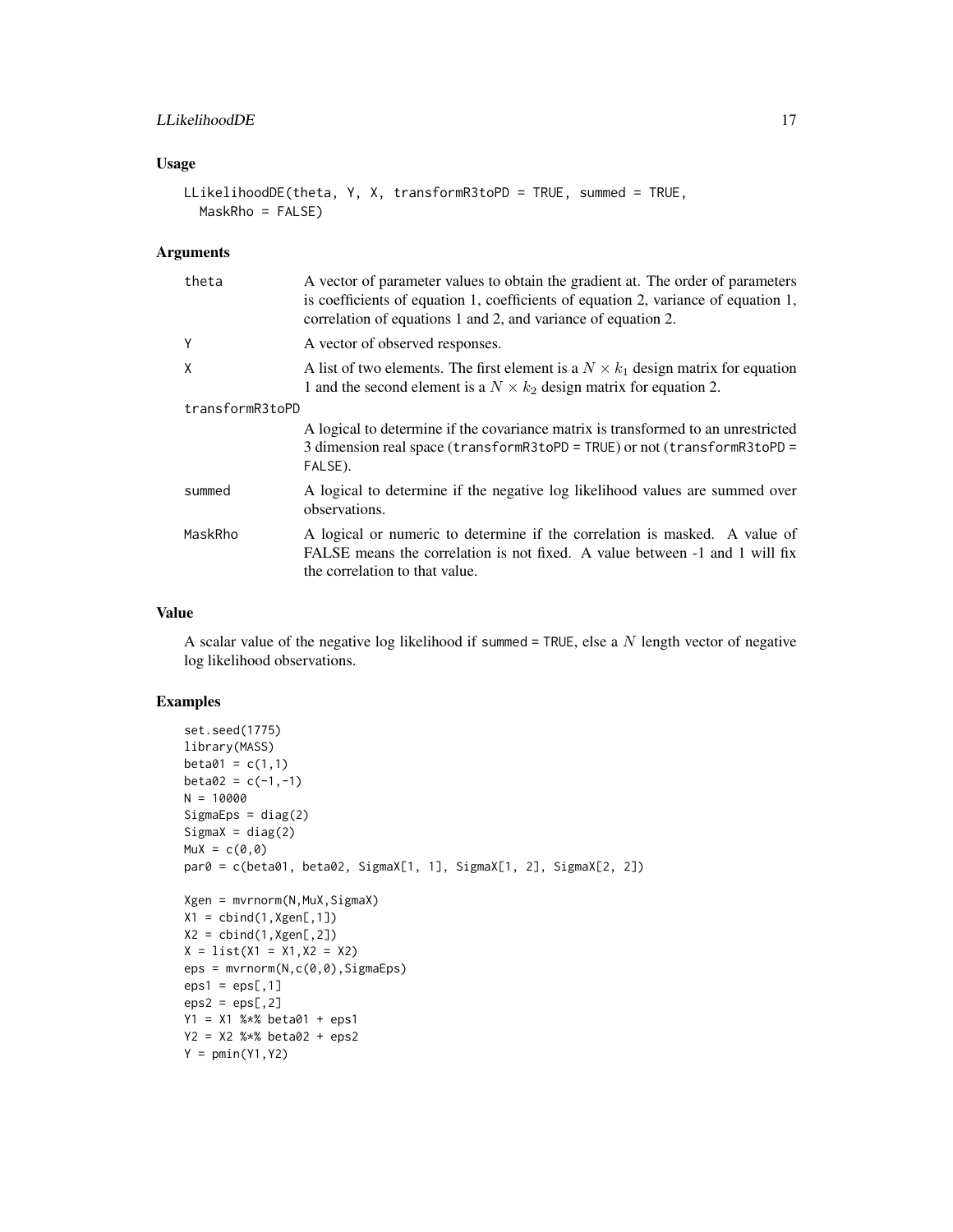## Usage

```
LLikelihoodDE(theta, Y, X, transformR3toPD = TRUE, summed = TRUE,
  MaskRho = FALSE)
```

## Arguments

| | |
|---|---|
| theta | A vector of parameter values to obtain the gradient at. The order of parameters is coefficients of equation 1, coefficients of equation 2, variance of equation 1, correlation of equations 1 and 2, and variance of equation 2. |
| Y | A vector of observed responses. |
| X | A list of two elements. The first element is a $N \times k_1$ design matrix for equation 1 and the second element is a $N \times k_2$ design matrix for equation 2. |
| transformR3toPD | A logical to determine if the covariance matrix is transformed to an unrestricted 3 dimension real space (transformR3toPD = TRUE) or not (transformR3toPD = FALSE). |
| summed | A logical to determine if the negative log likelihood values are summed over observations. |
| MaskRho | A logical or numeric to determine if the correlation is masked. A value of FALSE means the correlation is not fixed. A value between -1 and 1 will fix the correlation to that value. |

## Value

A scalar value of the negative log likelihood if summed = TRUE, else a $N$ length vector of negative log likelihood observations.

## Examples

```
set.seed(1775)
library(MASS)
beta01 = c(1,1)
beta02 = c(-1,-1)
N = 10000
SigmaEps = diag(2)
SigmaX = diag(2)
MuX = c(0,0)
par0 = c(beta01, beta02, SigmaX[1, 1], SigmaX[1, 2], SigmaX[2, 2])

Xgen = mvrnorm(N,MuX,SigmaX)
X1 = cbind(1,Xgen[,1])
X2 = cbind(1,Xgen[,2])
X = list(X1 = X1,X2 = X2)
eps = mvrnorm(N,c(0,0),SigmaEps)
eps1 = eps[,1]
eps2 = eps[,2]
Y1 = X1 %*% beta01 + eps1
Y2 = X2 %*% beta02 + eps2
Y = pmin(Y1,Y2)
```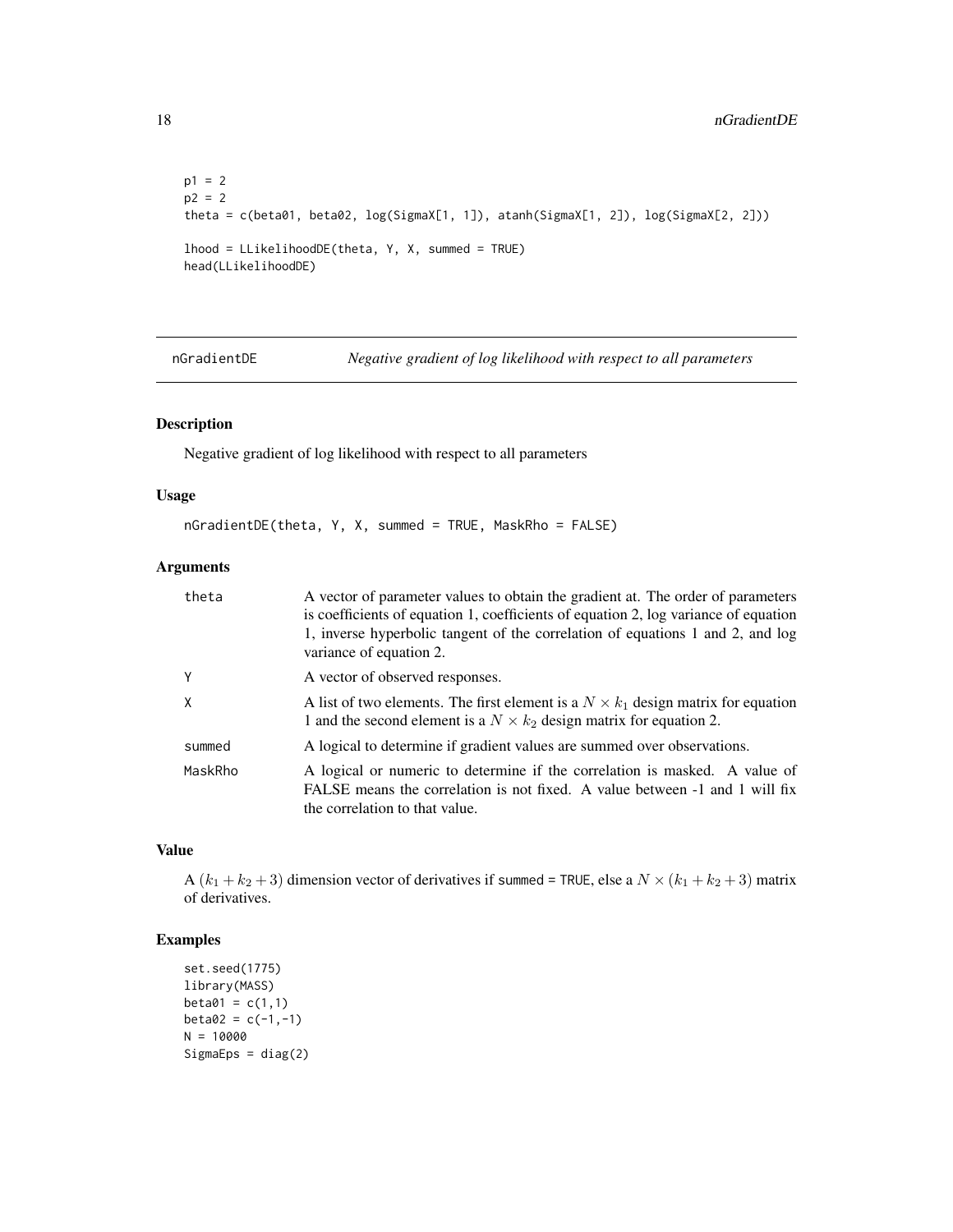```
p1 = 2
p2 = 2
theta = c(beta01, beta02, log(SigmaX[1, 1]), atanh(SigmaX[1, 2]), log(SigmaX[2, 2]))

lhood = LLikelihoodDE(theta, Y, X, summed = TRUE)
head(LLikelihoodDE)
```

## nGradientDE *Negative gradient of log likelihood with respect to all parameters*

### Description

Negative gradient of log likelihood with respect to all parameters

### Usage

```
nGradientDE(theta, Y, X, summed = TRUE, MaskRho = FALSE)
```

### Arguments

| | |
|---|---|
| theta | A vector of parameter values to obtain the gradient at. The order of parameters is coefficients of equation 1, coefficients of equation 2, log variance of equation 1, inverse hyperbolic tangent of the correlation of equations 1 and 2, and log variance of equation 2. |
| Y | A vector of observed responses. |
| X | A list of two elements. The first element is a $N \times k_1$ design matrix for equation 1 and the second element is a $N \times k_2$ design matrix for equation 2. |
| summed | A logical to determine if gradient values are summed over observations. |
| MaskRho | A logical or numeric to determine if the correlation is masked. A value of FALSE means the correlation is not fixed. A value between -1 and 1 will fix the correlation to that value. |

### Value

A $(k_1 + k_2 + 3)$ dimension vector of derivatives if `summed = TRUE`, else a $N \times (k_1 + k_2 + 3)$ matrix of derivatives.

### Examples

```
set.seed(1775)
library(MASS)
beta01 = c(1,1)
beta02 = c(-1,-1)
N = 10000
SigmaEps = diag(2)
```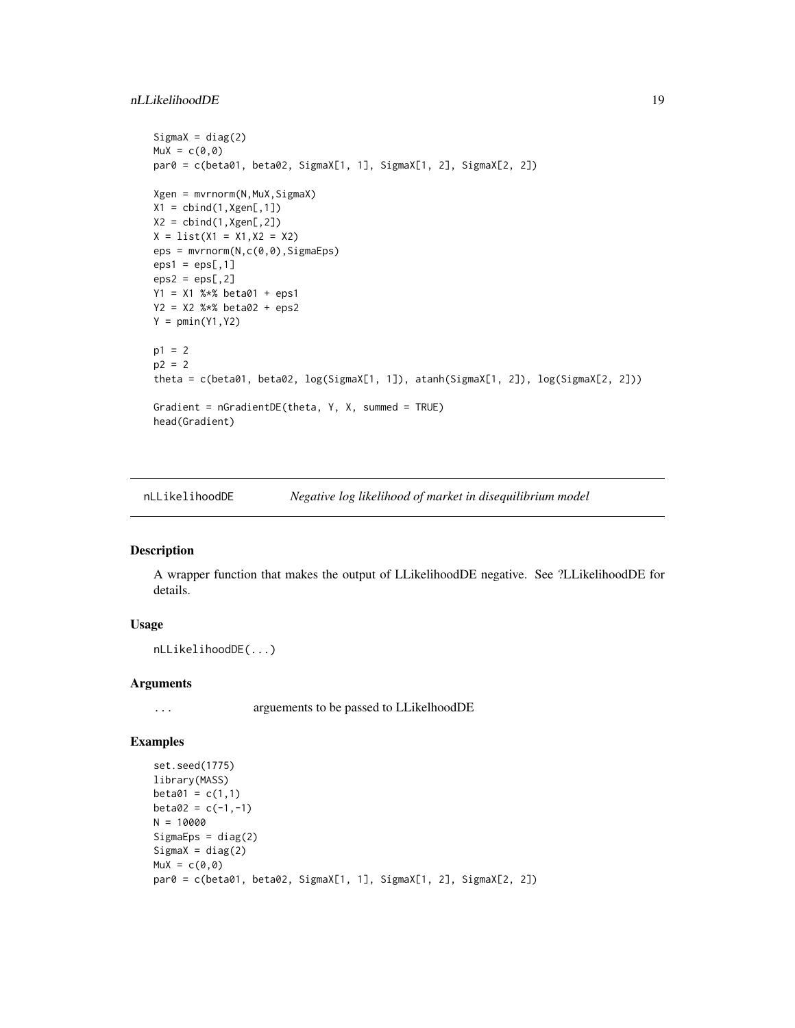```
SigmaX = diag(2)
MuX = c(0,0)
par0 = c(beta01, beta02, SigmaX[1, 1], SigmaX[1, 2], SigmaX[2, 2])

Xgen = mvrnorm(N,MuX,SigmaX)
X1 = cbind(1,Xgen[,1])
X2 = cbind(1,Xgen[,2])
X = list(X1 = X1,X2 = X2)
eps = mvrnorm(N,c(0,0),SigmaEps)
eps1 = eps[,1]
eps2 = eps[,2]
Y1 = X1 %*% beta01 + eps1
Y2 = X2 %*% beta02 + eps2
Y = pmin(Y1,Y2)

p1 = 2
p2 = 2
theta = c(beta01, beta02, log(SigmaX[1, 1]), atanh(SigmaX[1, 2]), log(SigmaX[2, 2]))

Gradient = nGradientDE(theta, Y, X, summed = TRUE)
head(Gradient)
```

## nLLikelihoodDE *Negative log likelihood of market in disequilibrium model*

### Description

A wrapper function that makes the output of LLikelihoodDE negative. See ?LLikelihoodDE for details.

### Usage

```
nLLikelihoodDE(...)
```

### Arguments

| | |
|---|---|
| ... | arguements to be passed to LLikelhoodDE |

### Examples

```
set.seed(1775)
library(MASS)
beta01 = c(1,1)
beta02 = c(-1,-1)
N = 10000
SigmaEps = diag(2)
SigmaX = diag(2)
MuX = c(0,0)
par0 = c(beta01, beta02, SigmaX[1, 1], SigmaX[1, 2], SigmaX[2, 2])
```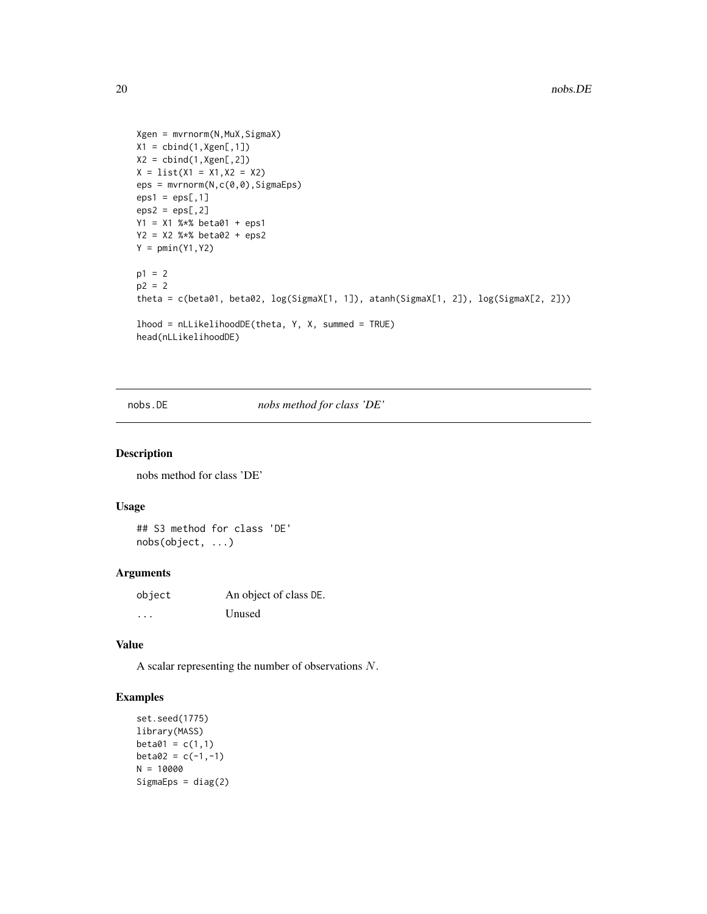```
Xgen = mvrnorm(N,MuX,SigmaX)
X1 = cbind(1,Xgen[,1])
X2 = cbind(1,Xgen[,2])
X = list(X1 = X1,X2 = X2)
eps = mvrnorm(N,c(0,0),SigmaEps)
eps1 = eps[,1]
eps2 = eps[,2]
Y1 = X1 %*% beta01 + eps1
Y2 = X2 %*% beta02 + eps2
Y = pmin(Y1,Y2)

p1 = 2
p2 = 2
theta = c(beta01, beta02, log(SigmaX[1, 1]), atanh(SigmaX[1, 2]), log(SigmaX[2, 2]))

lhood = nLLikelihoodDE(theta, Y, X, summed = TRUE)
head(nLLikelihoodDE)
```

## nobs.DE — *nobs method for class 'DE'*

### Description

nobs method for class 'DE'

### Usage

```
## S3 method for class 'DE'
nobs(object, ...)
```

### Arguments

| | |
|---|---|
| object | An object of class DE. |
| ... | Unused |

### Value

A scalar representing the number of observations $N$.

### Examples

```
set.seed(1775)
library(MASS)
beta01 = c(1,1)
beta02 = c(-1,-1)
N = 10000
SigmaEps = diag(2)
```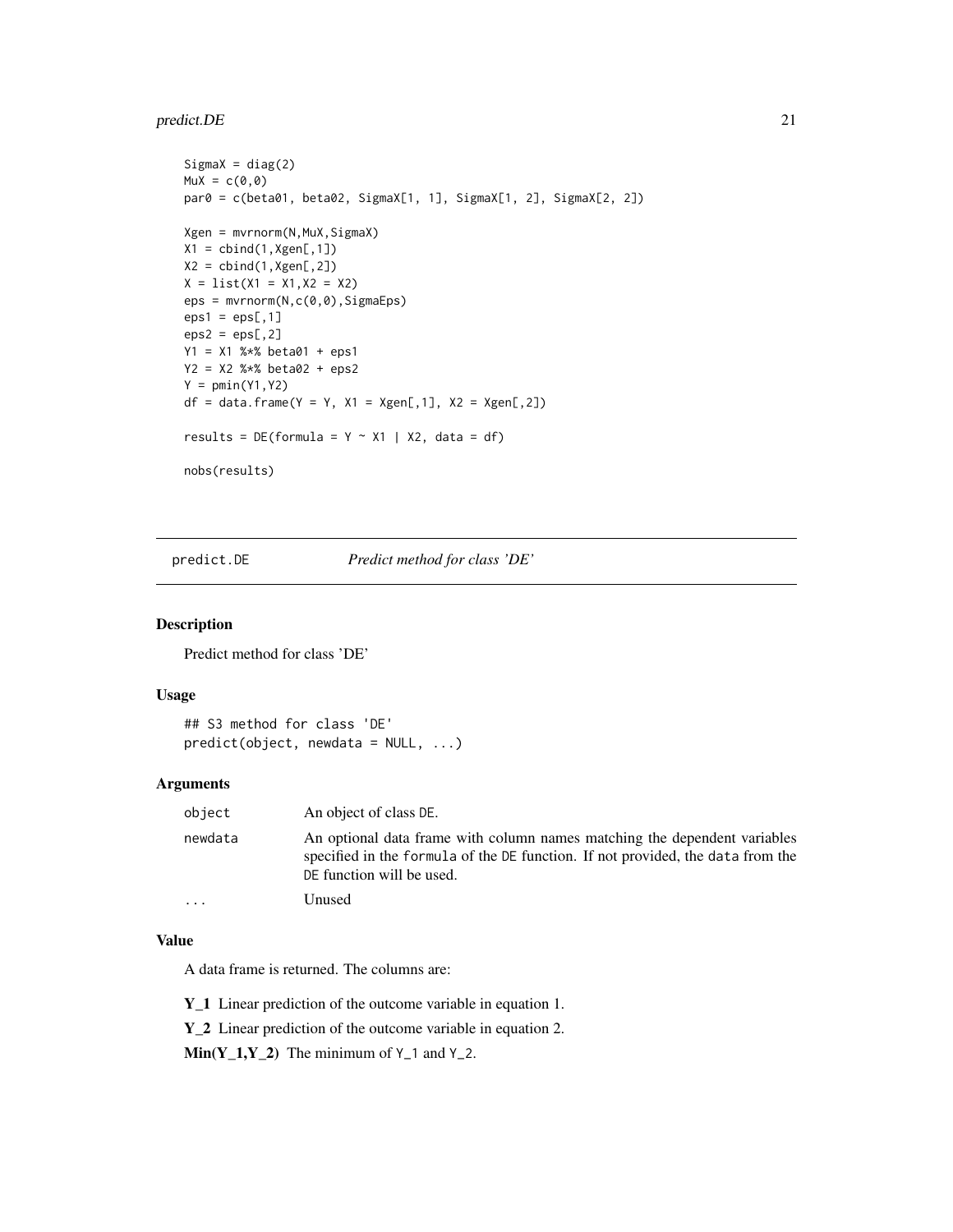```
SigmaX = diag(2)
MuX = c(0,0)
par0 = c(beta01, beta02, SigmaX[1, 1], SigmaX[1, 2], SigmaX[2, 2])

Xgen = mvrnorm(N,MuX,SigmaX)
X1 = cbind(1,Xgen[,1])
X2 = cbind(1,Xgen[,2])
X = list(X1 = X1,X2 = X2)
eps = mvrnorm(N,c(0,0),SigmaEps)
eps1 = eps[,1]
eps2 = eps[,2]
Y1 = X1 %*% beta01 + eps1
Y2 = X2 %*% beta02 + eps2
Y = pmin(Y1,Y2)
df = data.frame(Y = Y, X1 = Xgen[,1], X2 = Xgen[,2])

results = DE(formula = Y ~ X1 | X2, data = df)

nobs(results)
```

## predict.DE — *Predict method for class 'DE'*

### Description

Predict method for class 'DE'

### Usage

```
## S3 method for class 'DE'
predict(object, newdata = NULL, ...)
```

### Arguments

| | |
|---|---|
| `object` | An object of class `DE`. |
| `newdata` | An optional data frame with column names matching the dependent variables specified in the `formula` of the `DE` function. If not provided, the `data` from the `DE` function will be used. |
| `...` | Unused |

### Value

A data frame is returned. The columns are:

**Y_1** Linear prediction of the outcome variable in equation 1.

**Y_2** Linear prediction of the outcome variable in equation 2.

**Min(Y_1,Y_2)** The minimum of `Y_1` and `Y_2`.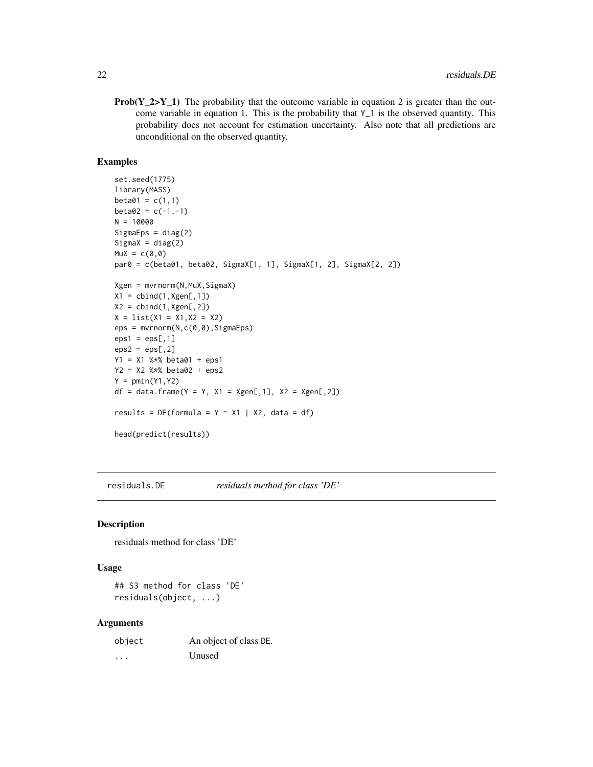**Prob(Y_2>Y_1)** The probability that the outcome variable in equation 2 is greater than the outcome variable in equation 1. This is the probability that Y_1 is the observed quantity. This probability does not account for estimation uncertainty. Also note that all predictions are unconditional on the observed quantity.

### Examples

```
set.seed(1775)
library(MASS)
beta01 = c(1,1)
beta02 = c(-1,-1)
N = 10000
SigmaEps = diag(2)
SigmaX = diag(2)
MuX = c(0,0)
par0 = c(beta01, beta02, SigmaX[1, 1], SigmaX[1, 2], SigmaX[2, 2])

Xgen = mvrnorm(N,MuX,SigmaX)
X1 = cbind(1,Xgen[,1])
X2 = cbind(1,Xgen[,2])
X = list(X1 = X1,X2 = X2)
eps = mvrnorm(N,c(0,0),SigmaEps)
eps1 = eps[,1]
eps2 = eps[,2]
Y1 = X1 %*% beta01 + eps1
Y2 = X2 %*% beta02 + eps2
Y = pmin(Y1,Y2)
df = data.frame(Y = Y, X1 = Xgen[,1], X2 = Xgen[,2])

results = DE(formula = Y ~ X1 | X2, data = df)

head(predict(results))
```

---

## residuals.DE *residuals method for class 'DE'*

### Description

residuals method for class 'DE'

### Usage

```
## S3 method for class 'DE'
residuals(object, ...)
```

### Arguments

| | |
|---|---|
| object | An object of class DE. |
| ... | Unused |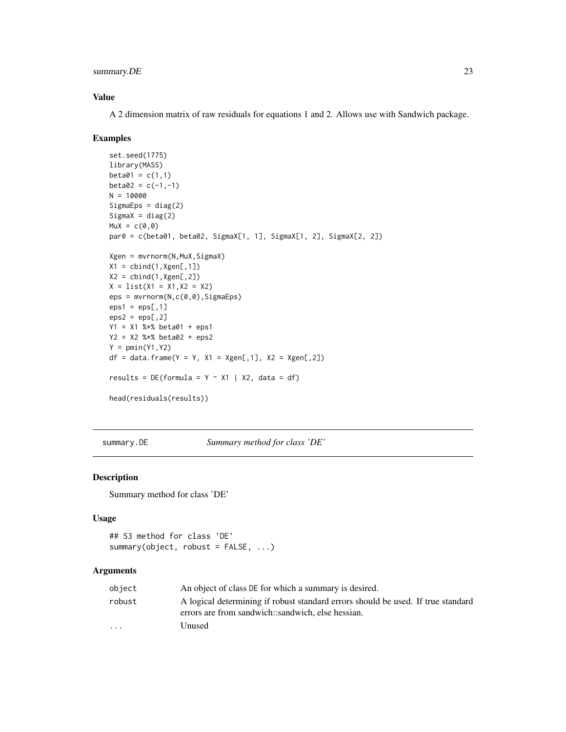### Value

A 2 dimension matrix of raw residuals for equations 1 and 2. Allows use with Sandwich package.

### Examples

```
set.seed(1775)
library(MASS)
beta01 = c(1,1)
beta02 = c(-1,-1)
N = 10000
SigmaEps = diag(2)
SigmaX = diag(2)
MuX = c(0,0)
par0 = c(beta01, beta02, SigmaX[1, 1], SigmaX[1, 2], SigmaX[2, 2])

Xgen = mvrnorm(N,MuX,SigmaX)
X1 = cbind(1,Xgen[,1])
X2 = cbind(1,Xgen[,2])
X = list(X1 = X1,X2 = X2)
eps = mvrnorm(N,c(0,0),SigmaEps)
eps1 = eps[,1]
eps2 = eps[,2]
Y1 = X1 %*% beta01 + eps1
Y2 = X2 %*% beta02 + eps2
Y = pmin(Y1,Y2)
df = data.frame(Y = Y, X1 = Xgen[,1], X2 = Xgen[,2])

results = DE(formula = Y ~ X1 | X2, data = df)

head(residuals(results))
```

---

## summary.DE &nbsp;&nbsp;&nbsp;&nbsp; *Summary method for class 'DE'*

---

### Description

Summary method for class 'DE'

### Usage

```
## S3 method for class 'DE'
summary(object, robust = FALSE, ...)
```

### Arguments

| | |
|---|---|
| `object` | An object of class `DE` for which a summary is desired. |
| `robust` | A logical determining if robust standard errors should be used. If true standard errors are from sandwich::sandwich, else hessian. |
| `...` | Unused |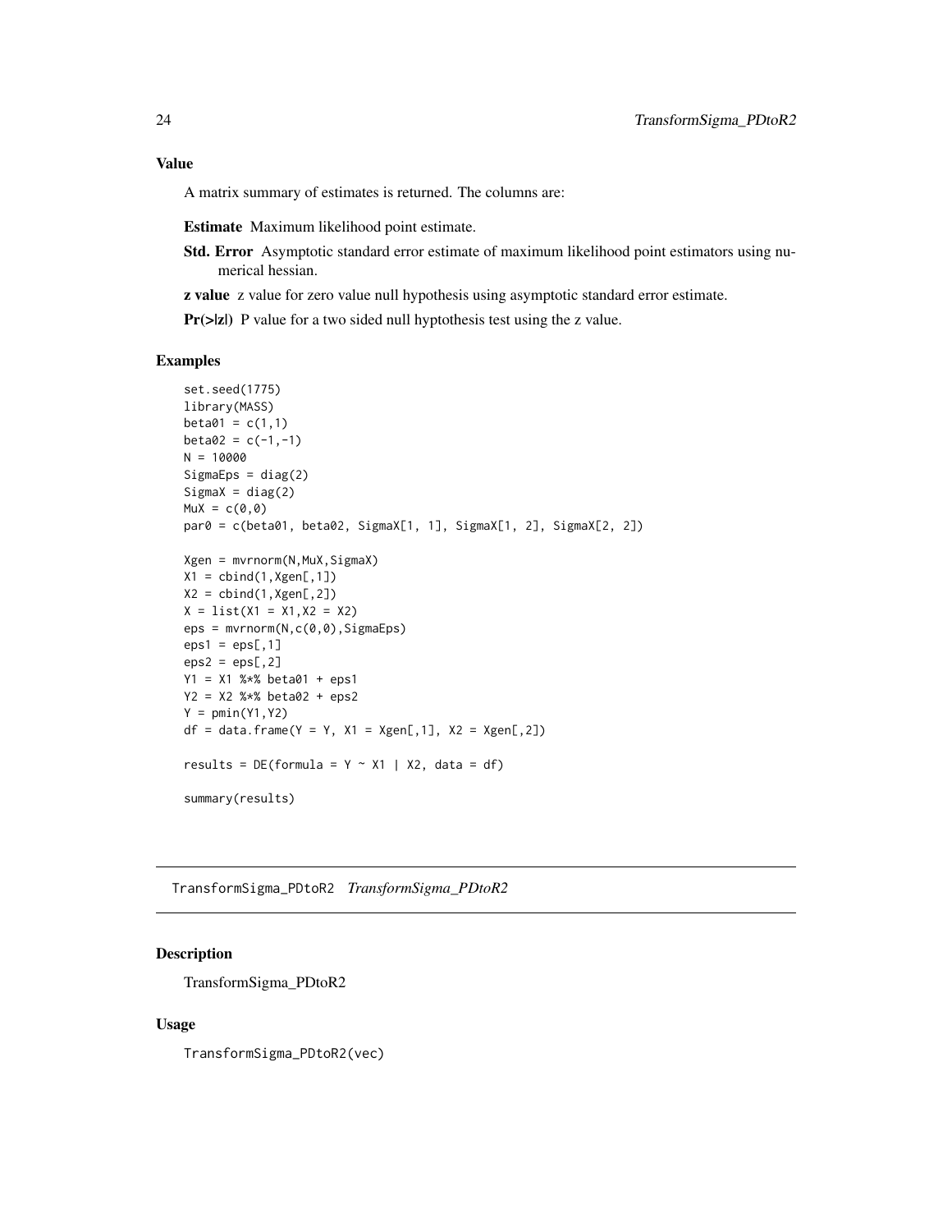## Value

A matrix summary of estimates is returned. The columns are:

**Estimate** Maximum likelihood point estimate.

**Std. Error** Asymptotic standard error estimate of maximum likelihood point estimators using numerical hessian.

**z value** z value for zero value null hypothesis using asymptotic standard error estimate.

**Pr(>|z|)** P value for a two sided null hyptothesis test using the z value.

## Examples

```
set.seed(1775)
library(MASS)
beta01 = c(1,1)
beta02 = c(-1,-1)
N = 10000
SigmaEps = diag(2)
SigmaX = diag(2)
MuX = c(0,0)
par0 = c(beta01, beta02, SigmaX[1, 1], SigmaX[1, 2], SigmaX[2, 2])

Xgen = mvrnorm(N,MuX,SigmaX)
X1 = cbind(1,Xgen[,1])
X2 = cbind(1,Xgen[,2])
X = list(X1 = X1,X2 = X2)
eps = mvrnorm(N,c(0,0),SigmaEps)
eps1 = eps[,1]
eps2 = eps[,2]
Y1 = X1 %*% beta01 + eps1
Y2 = X2 %*% beta02 + eps2
Y = pmin(Y1,Y2)
df = data.frame(Y = Y, X1 = Xgen[,1], X2 = Xgen[,2])

results = DE(formula = Y ~ X1 | X2, data = df)

summary(results)
```

---

# TransformSigma_PDtoR2 *TransformSigma_PDtoR2*

## Description

TransformSigma_PDtoR2

## Usage

```
TransformSigma_PDtoR2(vec)
```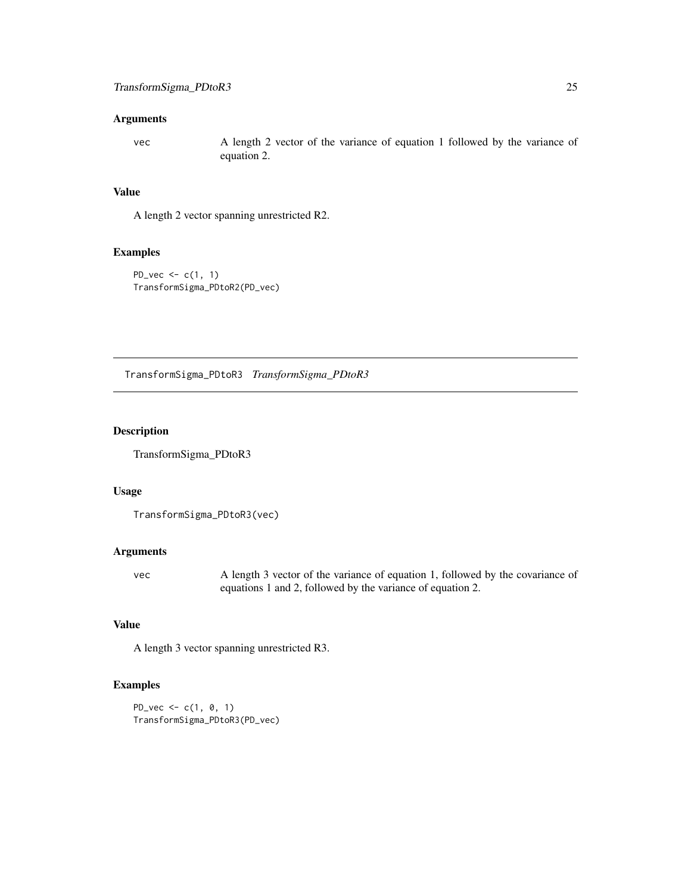## Arguments

vec A length 2 vector of the variance of equation 1 followed by the variance of equation 2.

## Value

A length 2 vector spanning unrestricted R2.

## Examples

```
PD_vec <- c(1, 1)
TransformSigma_PDtoR2(PD_vec)
```

---

# TransformSigma_PDtoR3 *TransformSigma_PDtoR3*

---

## Description

TransformSigma_PDtoR3

## Usage

```
TransformSigma_PDtoR3(vec)
```

## Arguments

vec A length 3 vector of the variance of equation 1, followed by the covariance of equations 1 and 2, followed by the variance of equation 2.

## Value

A length 3 vector spanning unrestricted R3.

## Examples

```
PD_vec <- c(1, 0, 1)
TransformSigma_PDtoR3(PD_vec)
```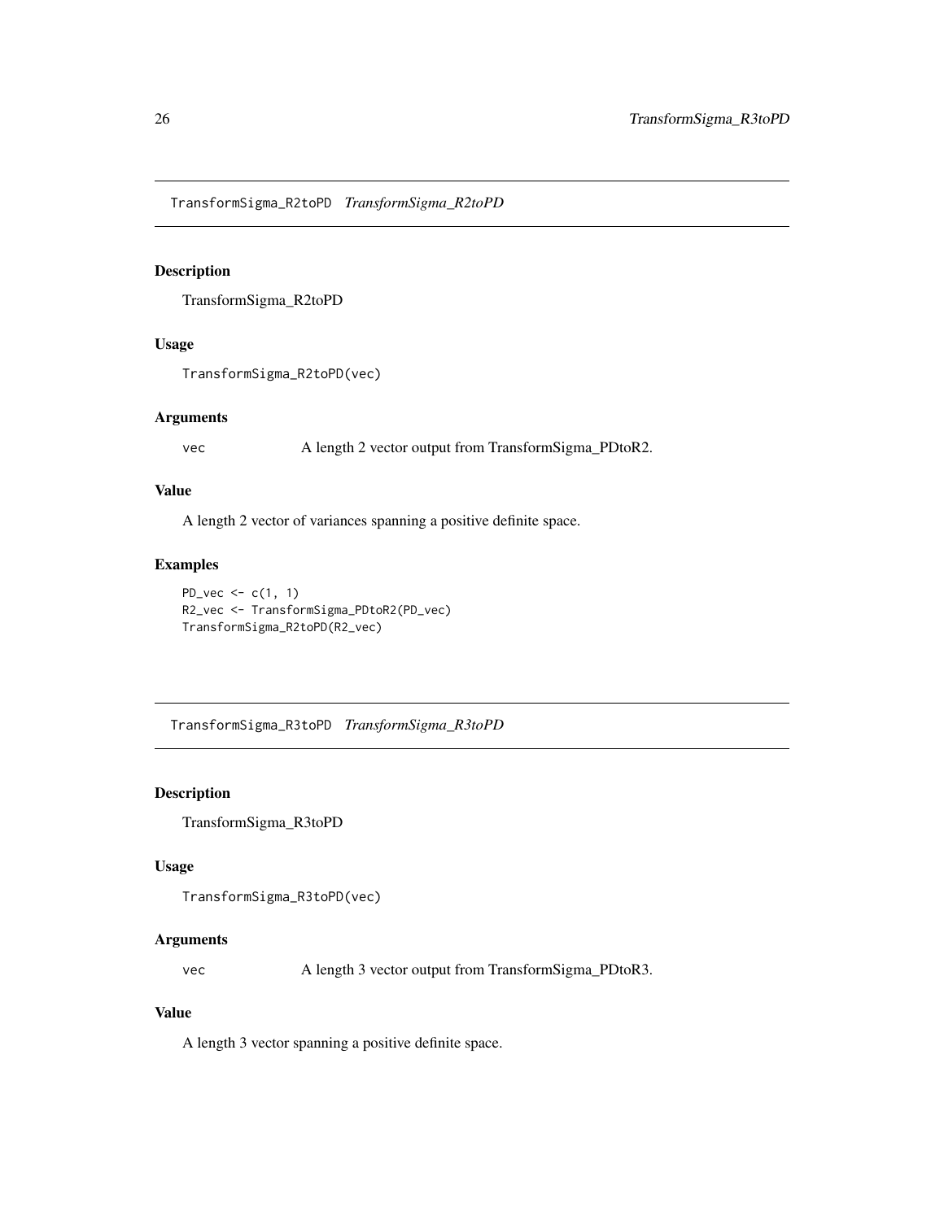## TransformSigma_R2toPD *TransformSigma_R2toPD*

### Description

TransformSigma_R2toPD

### Usage

```
TransformSigma_R2toPD(vec)
```

### Arguments

| | |
|---|---|
| vec | A length 2 vector output from TransformSigma_PDtoR2. |

### Value

A length 2 vector of variances spanning a positive definite space.

### Examples

```
PD_vec <- c(1, 1)
R2_vec <- TransformSigma_PDtoR2(PD_vec)
TransformSigma_R2toPD(R2_vec)
```

## TransformSigma_R3toPD *TransformSigma_R3toPD*

### Description

TransformSigma_R3toPD

### Usage

```
TransformSigma_R3toPD(vec)
```

### Arguments

| | |
|---|---|
| vec | A length 3 vector output from TransformSigma_PDtoR3. |

### Value

A length 3 vector spanning a positive definite space.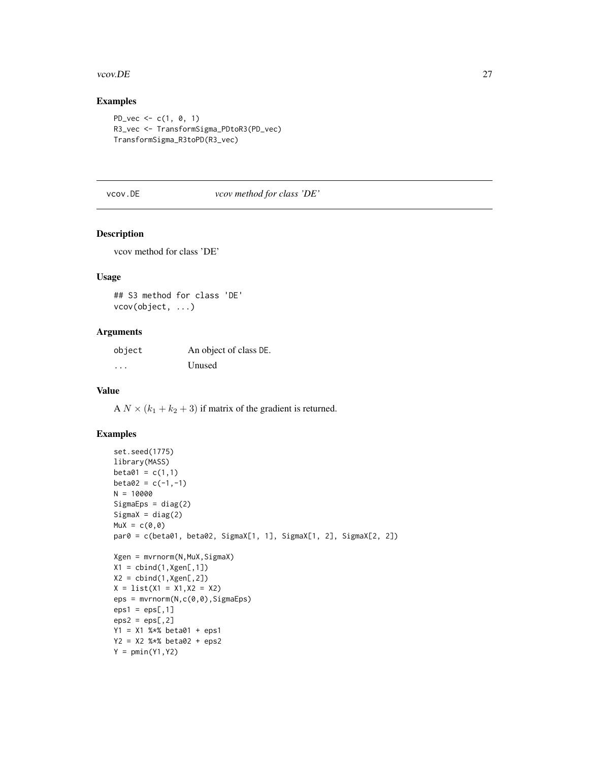## Examples

```
PD_vec <- c(1, 0, 1)
R3_vec <- TransformSigma_PDtoR3(PD_vec)
TransformSigma_R3toPD(R3_vec)
```

---

# vcov.DE *vcov method for class 'DE'*

---

## Description

vcov method for class 'DE'

## Usage

```
## S3 method for class 'DE'
vcov(object, ...)
```

## Arguments

| | |
|---|---|
| object | An object of class DE. |
| ... | Unused |

## Value

A $N \times (k_1 + k_2 + 3)$ if matrix of the gradient is returned.

## Examples

```
set.seed(1775)
library(MASS)
beta01 = c(1,1)
beta02 = c(-1,-1)
N = 10000
SigmaEps = diag(2)
SigmaX = diag(2)
MuX = c(0,0)
par0 = c(beta01, beta02, SigmaX[1, 1], SigmaX[1, 2], SigmaX[2, 2])

Xgen = mvrnorm(N,MuX,SigmaX)
X1 = cbind(1,Xgen[,1])
X2 = cbind(1,Xgen[,2])
X = list(X1 = X1,X2 = X2)
eps = mvrnorm(N,c(0,0),SigmaEps)
eps1 = eps[,1]
eps2 = eps[,2]
Y1 = X1 %*% beta01 + eps1
Y2 = X2 %*% beta02 + eps2
Y = pmin(Y1,Y2)
```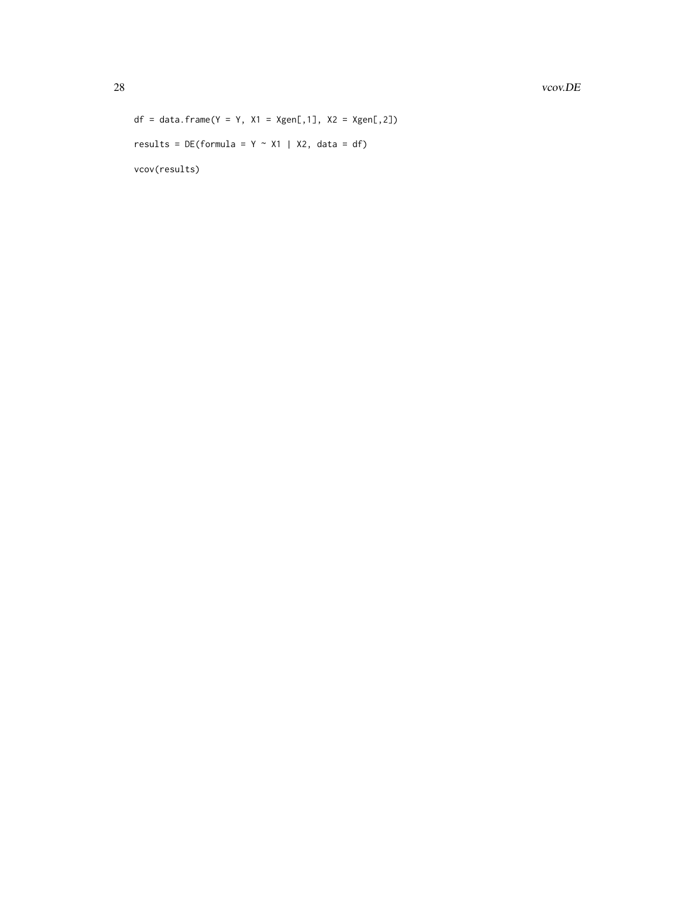```
df = data.frame(Y = Y, X1 = Xgen[,1], X2 = Xgen[,2])

results = DE(formula = Y ~ X1 | X2, data = df)

vcov(results)
```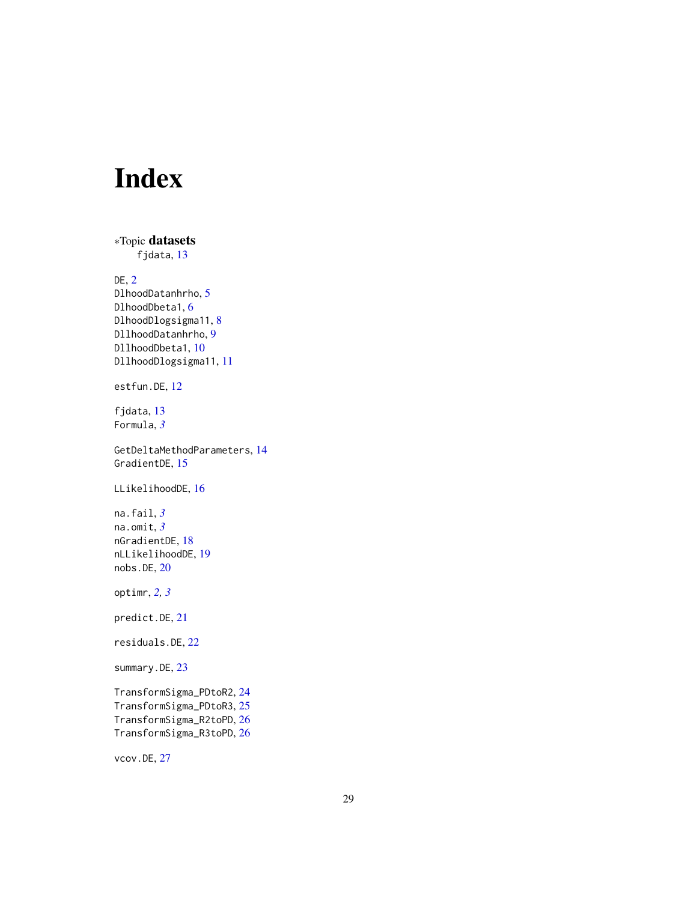# Index

*Topic **datasets**
    fjdata, 13

DE, 2
DlhoodDatanhrho, 5
DlhoodDbeta1, 6
DlhoodDlogsigma11, 8
DllhoodDatanhrho, 9
DllhoodDbeta1, 10
DllhoodDlogsigma11, 11

estfun.DE, 12

fjdata, 13
Formula, *3*

GetDeltaMethodParameters, 14
GradientDE, 15

LLikelihoodDE, 16

na.fail, *3*
na.omit, *3*
nGradientDE, 18
nLLikelihoodDE, 19
nobs.DE, 20

optimr, *2, 3*

predict.DE, 21

residuals.DE, 22

summary.DE, 23

TransformSigma_PDtoR2, 24
TransformSigma_PDtoR3, 25
TransformSigma_R2toPD, 26
TransformSigma_R3toPD, 26

vcov.DE, 27